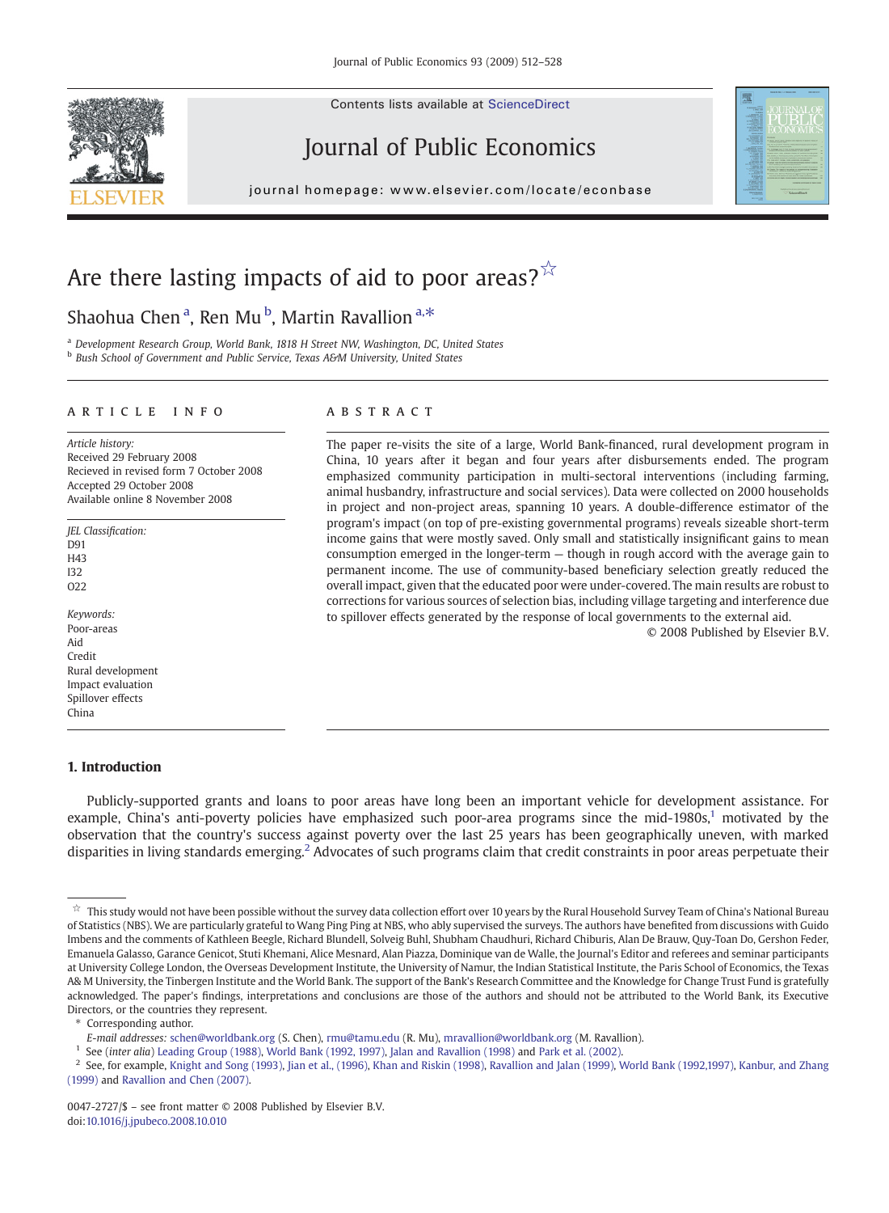Contents lists available at ScienceDirect

# Journal of Public Economics

journal homepage: www.elsevier.com/locate/econbase

# Are there lasting impacts of aid to poor areas?☆

Shaohua Chen [a], Ren Mu [b], Martin Ravallion [a,*]

[a] Development Research Group, World Bank, 1818 H Street NW, Washington, DC, United States
[b] Bush School of Government and Public Service, Texas A&M University, United States

## ARTICLE INFO

*Article history:*
Received 29 February 2008
Recieved in revised form 7 October 2008
Accepted 29 October 2008
Available online 8 November 2008

*JEL Classification:*
D91
H43
I32
O22

*Keywords:*
Poor-areas
Aid
Credit
Rural development
Impact evaluation
Spillover effects
China

## ABSTRACT

The paper re-visits the site of a large, World Bank-financed, rural development program in China, 10 years after it began and four years after disbursements ended. The program emphasized community participation in multi-sectoral interventions (including farming, animal husbandry, infrastructure and social services). Data were collected on 2000 households in project and non-project areas, spanning 10 years. A double-difference estimator of the program's impact (on top of pre-existing governmental programs) reveals sizeable short-term income gains that were mostly saved. Only small and statistically insignificant gains to mean consumption emerged in the longer-term — though in rough accord with the average gain to permanent income. The use of community-based beneficiary selection greatly reduced the overall impact, given that the educated poor were under-covered. The main results are robust to corrections for various sources of selection bias, including village targeting and interference due to spillover effects generated by the response of local governments to the external aid.

© 2008 Published by Elsevier B.V.

## 1. Introduction

Publicly-supported grants and loans to poor areas have long been an important vehicle for development assistance. For example, China's anti-poverty policies have emphasized such poor-area programs since the mid-1980s,[1] motivated by the observation that the country's success against poverty over the last 25 years has been geographically uneven, with marked disparities in living standards emerging.[2] Advocates of such programs claim that credit constraints in poor areas perpetuate their

---

☆ This study would not have been possible without the survey data collection effort over 10 years by the Rural Household Survey Team of China's National Bureau of Statistics (NBS). We are particularly grateful to Wang Ping Ping at NBS, who ably supervised the surveys. The authors have benefited from discussions with Guido Imbens and the comments of Kathleen Beegle, Richard Blundell, Solveig Buhl, Shubham Chaudhuri, Richard Chiburis, Alan De Brauw, Quy-Toan Do, Gershon Feder, Emanuela Galasso, Garance Genicot, Stuti Khemani, Alice Mesnard, Alan Piazza, Dominique van de Walle, the Journal's Editor and referees and seminar participants at University College London, the Overseas Development Institute, the University of Namur, the Indian Statistical Institute, the Paris School of Economics, the Texas A& M University, the Tinbergen Institute and the World Bank. The support of the Bank's Research Committee and the Knowledge for Change Trust Fund is gratefully acknowledged. The paper's findings, interpretations and conclusions are those of the authors and should not be attributed to the World Bank, its Executive Directors, or the countries they represent.

\* Corresponding author.

*E-mail addresses:* schen@worldbank.org (S. Chen), rmu@tamu.edu (R. Mu), mravallion@worldbank.org (M. Ravallion).

[1] See (*inter alia*) Leading Group (1988), World Bank (1992, 1997), Jalan and Ravallion (1998) and Park et al. (2002).

[2] See, for example, Knight and Song (1993), Jian et al., (1996), Khan and Riskin (1998), Ravallion and Jalan (1999), World Bank (1992,1997), Kanbur, and Zhang (1999) and Ravallion and Chen (2007).

0047-2727/$ – see front matter © 2008 Published by Elsevier B.V.
doi:10.1016/j.jpubeco.2008.10.010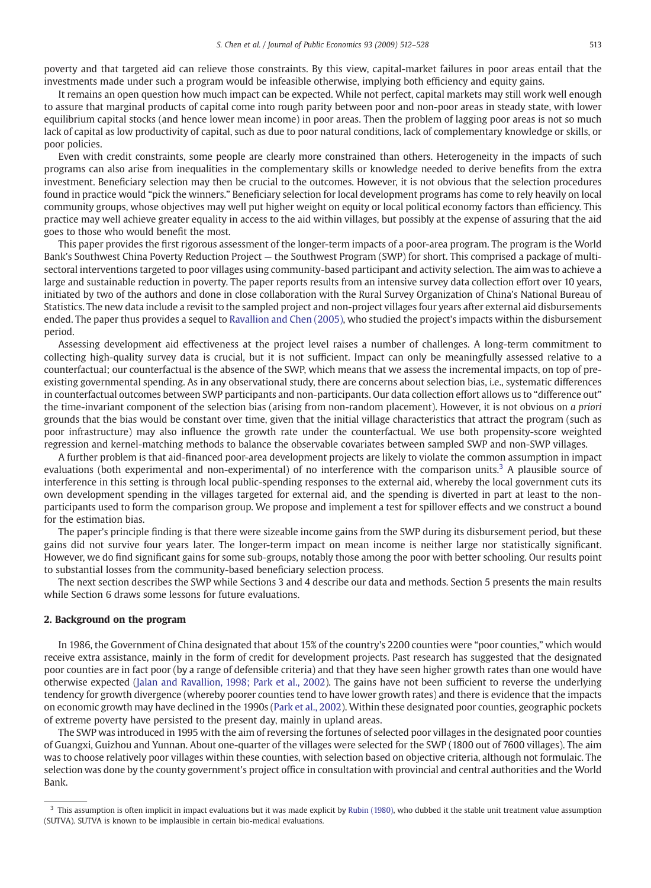poverty and that targeted aid can relieve those constraints. By this view, capital-market failures in poor areas entail that the investments made under such a program would be infeasible otherwise, implying both efficiency and equity gains.

It remains an open question how much impact can be expected. While not perfect, capital markets may still work well enough to assure that marginal products of capital come into rough parity between poor and non-poor areas in steady state, with lower equilibrium capital stocks (and hence lower mean income) in poor areas. Then the problem of lagging poor areas is not so much lack of capital as low productivity of capital, such as due to poor natural conditions, lack of complementary knowledge or skills, or poor policies.

Even with credit constraints, some people are clearly more constrained than others. Heterogeneity in the impacts of such programs can also arise from inequalities in the complementary skills or knowledge needed to derive benefits from the extra investment. Beneficiary selection may then be crucial to the outcomes. However, it is not obvious that the selection procedures found in practice would "pick the winners." Beneficiary selection for local development programs has come to rely heavily on local community groups, whose objectives may well put higher weight on equity or local political economy factors than efficiency. This practice may well achieve greater equality in access to the aid within villages, but possibly at the expense of assuring that the aid goes to those who would benefit the most.

This paper provides the first rigorous assessment of the longer-term impacts of a poor-area program. The program is the World Bank's Southwest China Poverty Reduction Project — the Southwest Program (SWP) for short. This comprised a package of multi-sectoral interventions targeted to poor villages using community-based participant and activity selection. The aim was to achieve a large and sustainable reduction in poverty. The paper reports results from an intensive survey data collection effort over 10 years, initiated by two of the authors and done in close collaboration with the Rural Survey Organization of China's National Bureau of Statistics. The new data include a revisit to the sampled project and non-project villages four years after external aid disbursements ended. The paper thus provides a sequel to Ravallion and Chen (2005), who studied the project's impacts within the disbursement period.

Assessing development aid effectiveness at the project level raises a number of challenges. A long-term commitment to collecting high-quality survey data is crucial, but it is not sufficient. Impact can only be meaningfully assessed relative to a counterfactual; our counterfactual is the absence of the SWP, which means that we assess the incremental impacts, on top of pre-existing governmental spending. As in any observational study, there are concerns about selection bias, i.e., systematic differences in counterfactual outcomes between SWP participants and non-participants. Our data collection effort allows us to "difference out" the time-invariant component of the selection bias (arising from non-random placement). However, it is not obvious on *a priori* grounds that the bias would be constant over time, given that the initial village characteristics that attract the program (such as poor infrastructure) may also influence the growth rate under the counterfactual. We use both propensity-score weighted regression and kernel-matching methods to balance the observable covariates between sampled SWP and non-SWP villages.

A further problem is that aid-financed poor-area development projects are likely to violate the common assumption in impact evaluations (both experimental and non-experimental) of no interference with the comparison units.[3] A plausible source of interference in this setting is through local public-spending responses to the external aid, whereby the local government cuts its own development spending in the villages targeted for external aid, and the spending is diverted in part at least to the non-participants used to form the comparison group. We propose and implement a test for spillover effects and we construct a bound for the estimation bias.

The paper's principle finding is that there were sizeable income gains from the SWP during its disbursement period, but these gains did not survive four years later. The longer-term impact on mean income is neither large nor statistically significant. However, we do find significant gains for some sub-groups, notably those among the poor with better schooling. Our results point to substantial losses from the community-based beneficiary selection process.

The next section describes the SWP while Sections 3 and 4 describe our data and methods. Section 5 presents the main results while Section 6 draws some lessons for future evaluations.

## 2. Background on the program

In 1986, the Government of China designated that about 15% of the country's 2200 counties were "poor counties," which would receive extra assistance, mainly in the form of credit for development projects. Past research has suggested that the designated poor counties are in fact poor (by a range of defensible criteria) and that they have seen higher growth rates than one would have otherwise expected (Jalan and Ravallion, 1998; Park et al., 2002). The gains have not been sufficient to reverse the underlying tendency for growth divergence (whereby poorer counties tend to have lower growth rates) and there is evidence that the impacts on economic growth may have declined in the 1990s (Park et al., 2002). Within these designated poor counties, geographic pockets of extreme poverty have persisted to the present day, mainly in upland areas.

The SWP was introduced in 1995 with the aim of reversing the fortunes of selected poor villages in the designated poor counties of Guangxi, Guizhou and Yunnan. About one-quarter of the villages were selected for the SWP (1800 out of 7600 villages). The aim was to choose relatively poor villages within these counties, with selection based on objective criteria, although not formulaic. The selection was done by the county government's project office in consultation with provincial and central authorities and the World Bank.

[3] This assumption is often implicit in impact evaluations but it was made explicit by Rubin (1980), who dubbed it the stable unit treatment value assumption (SUTVA). SUTVA is known to be implausible in certain bio-medical evaluations.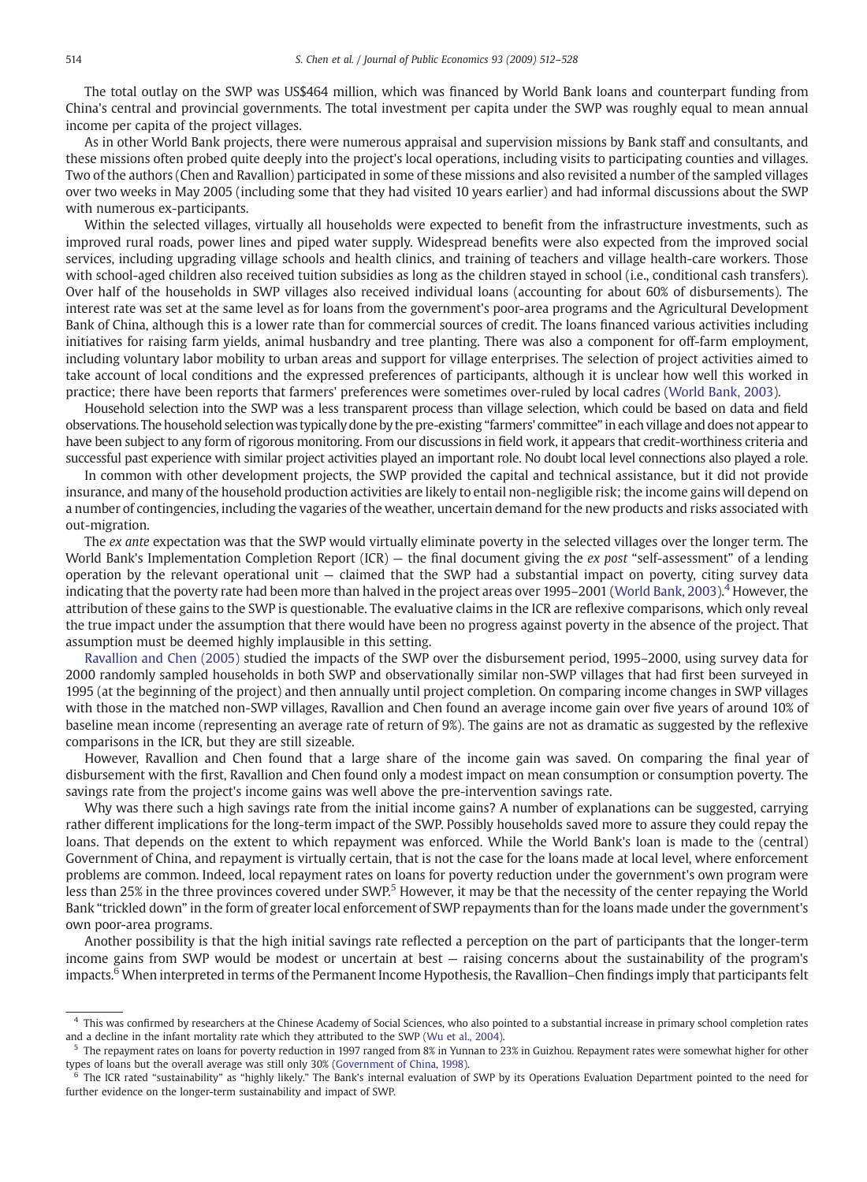The total outlay on the SWP was US$464 million, which was financed by World Bank loans and counterpart funding from China's central and provincial governments. The total investment per capita under the SWP was roughly equal to mean annual income per capita of the project villages.

As in other World Bank projects, there were numerous appraisal and supervision missions by Bank staff and consultants, and these missions often probed quite deeply into the project's local operations, including visits to participating counties and villages. Two of the authors (Chen and Ravallion) participated in some of these missions and also revisited a number of the sampled villages over two weeks in May 2005 (including some that they had visited 10 years earlier) and had informal discussions about the SWP with numerous ex-participants.

Within the selected villages, virtually all households were expected to benefit from the infrastructure investments, such as improved rural roads, power lines and piped water supply. Widespread benefits were also expected from the improved social services, including upgrading village schools and health clinics, and training of teachers and village health-care workers. Those with school-aged children also received tuition subsidies as long as the children stayed in school (i.e., conditional cash transfers). Over half of the households in SWP villages also received individual loans (accounting for about 60% of disbursements). The interest rate was set at the same level as for loans from the government's poor-area programs and the Agricultural Development Bank of China, although this is a lower rate than for commercial sources of credit. The loans financed various activities including initiatives for raising farm yields, animal husbandry and tree planting. There was also a component for off-farm employment, including voluntary labor mobility to urban areas and support for village enterprises. The selection of project activities aimed to take account of local conditions and the expressed preferences of participants, although it is unclear how well this worked in practice; there have been reports that farmers' preferences were sometimes over-ruled by local cadres (World Bank, 2003).

Household selection into the SWP was a less transparent process than village selection, which could be based on data and field observations. The household selection was typically done by the pre-existing "farmers' committee" in each village and does not appear to have been subject to any form of rigorous monitoring. From our discussions in field work, it appears that credit-worthiness criteria and successful past experience with similar project activities played an important role. No doubt local level connections also played a role.

In common with other development projects, the SWP provided the capital and technical assistance, but it did not provide insurance, and many of the household production activities are likely to entail non-negligible risk; the income gains will depend on a number of contingencies, including the vagaries of the weather, uncertain demand for the new products and risks associated with out-migration.

The *ex ante* expectation was that the SWP would virtually eliminate poverty in the selected villages over the longer term. The World Bank's Implementation Completion Report (ICR) — the final document giving the *ex post* "self-assessment" of a lending operation by the relevant operational unit — claimed that the SWP had a substantial impact on poverty, citing survey data indicating that the poverty rate had been more than halved in the project areas over 1995–2001 (World Bank, 2003).[4] However, the attribution of these gains to the SWP is questionable. The evaluative claims in the ICR are reflexive comparisons, which only reveal the true impact under the assumption that there would have been no progress against poverty in the absence of the project. That assumption must be deemed highly implausible in this setting.

Ravallion and Chen (2005) studied the impacts of the SWP over the disbursement period, 1995–2000, using survey data for 2000 randomly sampled households in both SWP and observationally similar non-SWP villages that had first been surveyed in 1995 (at the beginning of the project) and then annually until project completion. On comparing income changes in SWP villages with those in the matched non-SWP villages, Ravallion and Chen found an average income gain over five years of around 10% of baseline mean income (representing an average rate of return of 9%). The gains are not as dramatic as suggested by the reflexive comparisons in the ICR, but they are still sizeable.

However, Ravallion and Chen found that a large share of the income gain was saved. On comparing the final year of disbursement with the first, Ravallion and Chen found only a modest impact on mean consumption or consumption poverty. The savings rate from the project's income gains was well above the pre-intervention savings rate.

Why was there such a high savings rate from the initial income gains? A number of explanations can be suggested, carrying rather different implications for the long-term impact of the SWP. Possibly households saved more to assure they could repay the loans. That depends on the extent to which repayment was enforced. While the World Bank's loan is made to the (central) Government of China, and repayment is virtually certain, that is not the case for the loans made at local level, where enforcement problems are common. Indeed, local repayment rates on loans for poverty reduction under the government's own program were less than 25% in the three provinces covered under SWP.[5] However, it may be that the necessity of the center repaying the World Bank "trickled down" in the form of greater local enforcement of SWP repayments than for the loans made under the government's own poor-area programs.

Another possibility is that the high initial savings rate reflected a perception on the part of participants that the longer-term income gains from SWP would be modest or uncertain at best — raising concerns about the sustainability of the program's impacts.[6] When interpreted in terms of the Permanent Income Hypothesis, the Ravallion–Chen findings imply that participants felt

---

[4] This was confirmed by researchers at the Chinese Academy of Social Sciences, who also pointed to a substantial increase in primary school completion rates and a decline in the infant mortality rate which they attributed to the SWP (Wu et al., 2004).

[5] The repayment rates on loans for poverty reduction in 1997 ranged from 8% in Yunnan to 23% in Guizhou. Repayment rates were somewhat higher for other types of loans but the overall average was still only 30% (Government of China, 1998).

[6] The ICR rated "sustainability" as "highly likely." The Bank's internal evaluation of SWP by its Operations Evaluation Department pointed to the need for further evidence on the longer-term sustainability and impact of SWP.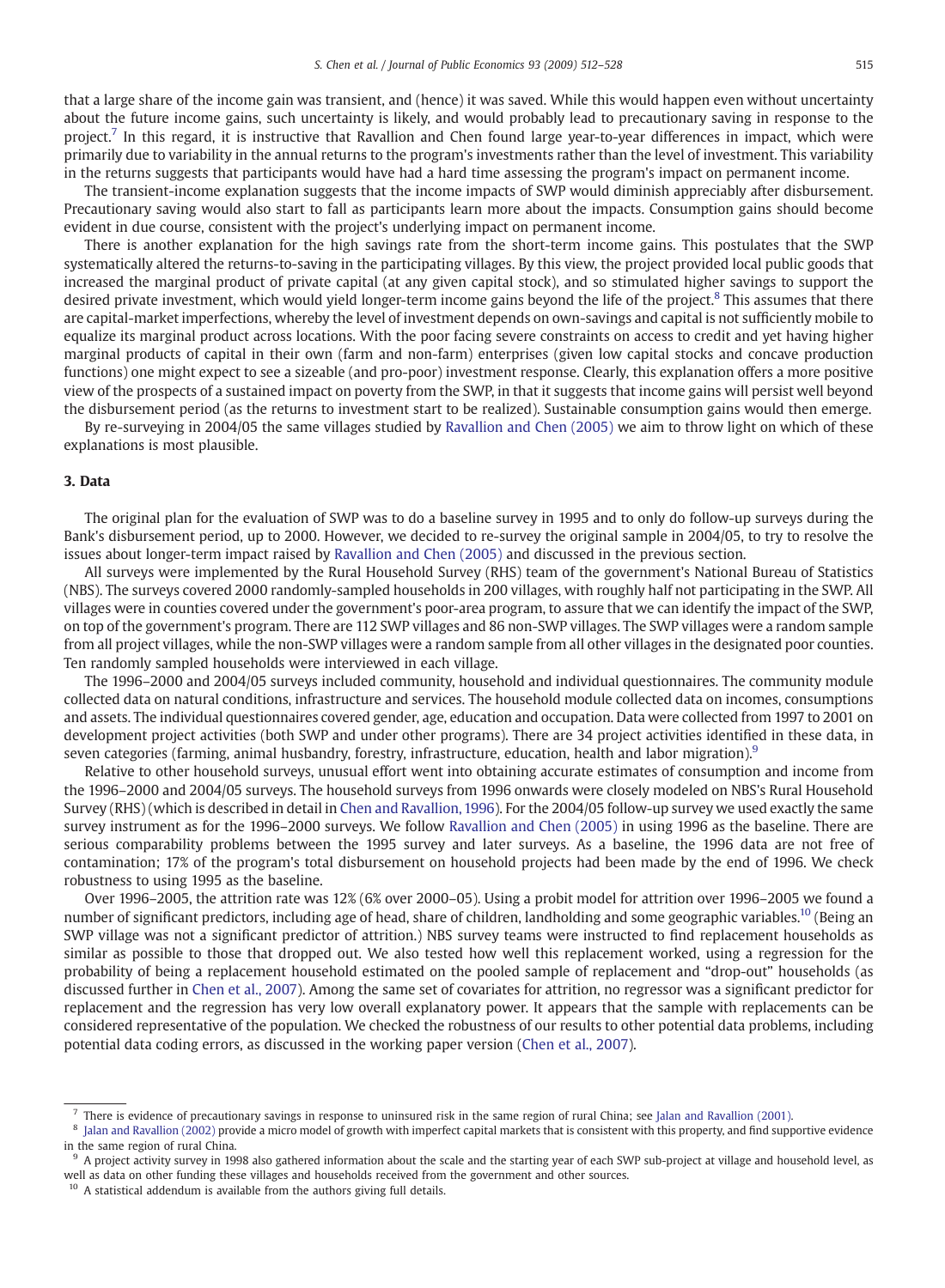that a large share of the income gain was transient, and (hence) it was saved. While this would happen even without uncertainty about the future income gains, such uncertainty is likely, and would probably lead to precautionary saving in response to the project.[7] In this regard, it is instructive that Ravallion and Chen found large year-to-year differences in impact, which were primarily due to variability in the annual returns to the program's investments rather than the level of investment. This variability in the returns suggests that participants would have had a hard time assessing the program's impact on permanent income.

The transient-income explanation suggests that the income impacts of SWP would diminish appreciably after disbursement. Precautionary saving would also start to fall as participants learn more about the impacts. Consumption gains should become evident in due course, consistent with the project's underlying impact on permanent income.

There is another explanation for the high savings rate from the short-term income gains. This postulates that the SWP systematically altered the returns-to-saving in the participating villages. By this view, the project provided local public goods that increased the marginal product of private capital (at any given capital stock), and so stimulated higher savings to support the desired private investment, which would yield longer-term income gains beyond the life of the project.[8] This assumes that there are capital-market imperfections, whereby the level of investment depends on own-savings and capital is not sufficiently mobile to equalize its marginal product across locations. With the poor facing severe constraints on access to credit and yet having higher marginal products of capital in their own (farm and non-farm) enterprises (given low capital stocks and concave production functions) one might expect to see a sizeable (and pro-poor) investment response. Clearly, this explanation offers a more positive view of the prospects of a sustained impact on poverty from the SWP, in that it suggests that income gains will persist well beyond the disbursement period (as the returns to investment start to be realized). Sustainable consumption gains would then emerge.

By re-surveying in 2004/05 the same villages studied by Ravallion and Chen (2005) we aim to throw light on which of these explanations is most plausible.

## 3. Data

The original plan for the evaluation of SWP was to do a baseline survey in 1995 and to only do follow-up surveys during the Bank's disbursement period, up to 2000. However, we decided to re-survey the original sample in 2004/05, to try to resolve the issues about longer-term impact raised by Ravallion and Chen (2005) and discussed in the previous section.

All surveys were implemented by the Rural Household Survey (RHS) team of the government's National Bureau of Statistics (NBS). The surveys covered 2000 randomly-sampled households in 200 villages, with roughly half not participating in the SWP. All villages were in counties covered under the government's poor-area program, to assure that we can identify the impact of the SWP, on top of the government's program. There are 112 SWP villages and 86 non-SWP villages. The SWP villages were a random sample from all project villages, while the non-SWP villages were a random sample from all other villages in the designated poor counties. Ten randomly sampled households were interviewed in each village.

The 1996–2000 and 2004/05 surveys included community, household and individual questionnaires. The community module collected data on natural conditions, infrastructure and services. The household module collected data on incomes, consumptions and assets. The individual questionnaires covered gender, age, education and occupation. Data were collected from 1997 to 2001 on development project activities (both SWP and under other programs). There are 34 project activities identified in these data, in seven categories (farming, animal husbandry, forestry, infrastructure, education, health and labor migration).[9]

Relative to other household surveys, unusual effort went into obtaining accurate estimates of consumption and income from the 1996–2000 and 2004/05 surveys. The household surveys from 1996 onwards were closely modeled on NBS's Rural Household Survey (RHS) (which is described in detail in Chen and Ravallion, 1996). For the 2004/05 follow-up survey we used exactly the same survey instrument as for the 1996–2000 surveys. We follow Ravallion and Chen (2005) in using 1996 as the baseline. There are serious comparability problems between the 1995 survey and later surveys. As a baseline, the 1996 data are not free of contamination; 17% of the program's total disbursement on household projects had been made by the end of 1996. We check robustness to using 1995 as the baseline.

Over 1996–2005, the attrition rate was 12% (6% over 2000–05). Using a probit model for attrition over 1996–2005 we found a number of significant predictors, including age of head, share of children, landholding and some geographic variables.[10] (Being an SWP village was not a significant predictor of attrition.) NBS survey teams were instructed to find replacement households as similar as possible to those that dropped out. We also tested how well this replacement worked, using a regression for the probability of being a replacement household estimated on the pooled sample of replacement and "drop-out" households (as discussed further in Chen et al., 2007). Among the same set of covariates for attrition, no regressor was a significant predictor for replacement and the regression has very low overall explanatory power. It appears that the sample with replacements can be considered representative of the population. We checked the robustness of our results to other potential data problems, including potential data coding errors, as discussed in the working paper version (Chen et al., 2007).

[7] There is evidence of precautionary savings in response to uninsured risk in the same region of rural China; see Jalan and Ravallion (2001).

[8] Jalan and Ravallion (2002) provide a micro model of growth with imperfect capital markets that is consistent with this property, and find supportive evidence in the same region of rural China.

[9] A project activity survey in 1998 also gathered information about the scale and the starting year of each SWP sub-project at village and household level, as well as data on other funding these villages and households received from the government and other sources.

[10] A statistical addendum is available from the authors giving full details.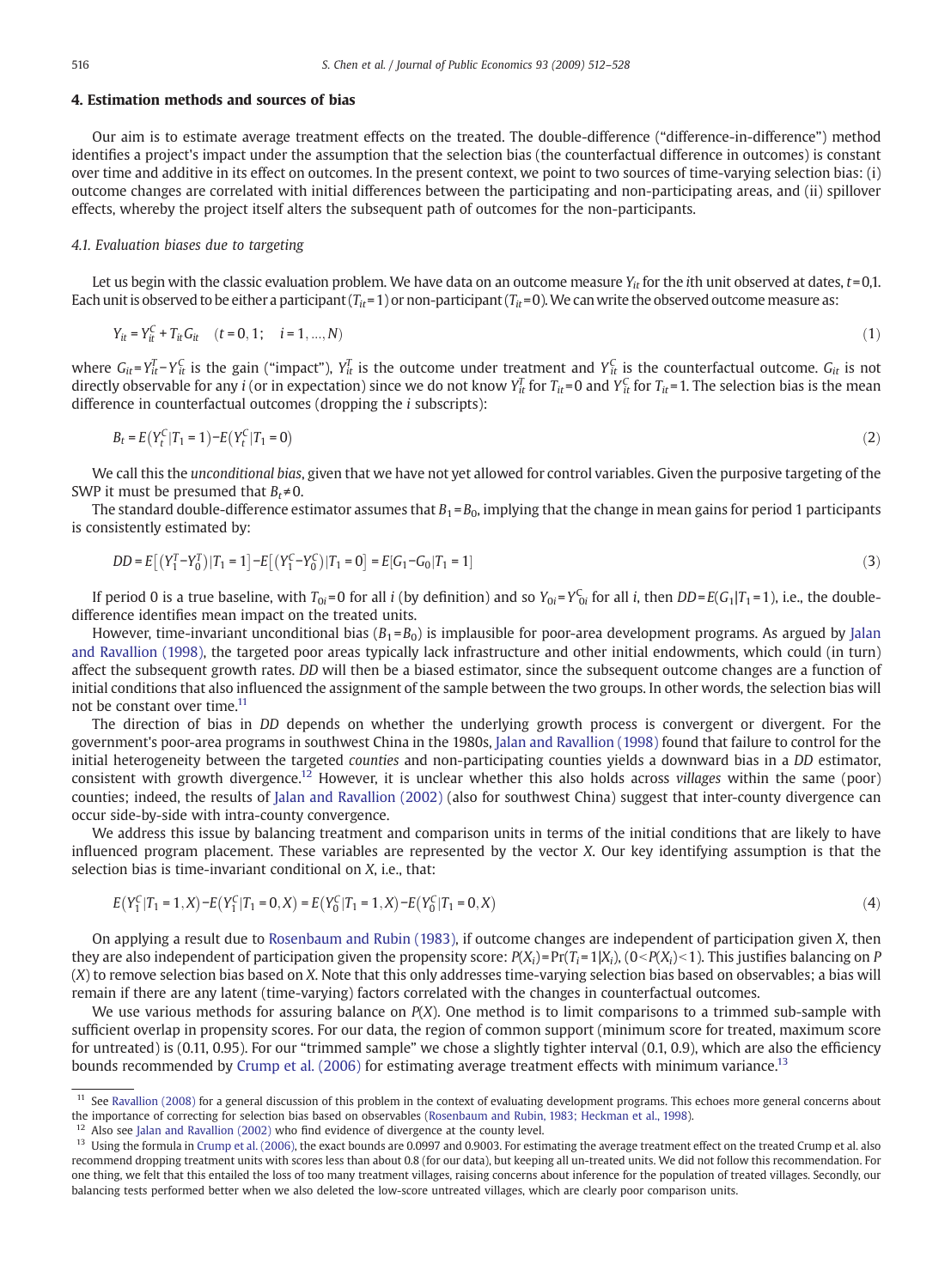## 4. Estimation methods and sources of bias

Our aim is to estimate average treatment effects on the treated. The double-difference ("difference-in-difference") method identifies a project's impact under the assumption that the selection bias (the counterfactual difference in outcomes) is constant over time and additive in its effect on outcomes. In the present context, we point to two sources of time-varying selection bias: (i) outcome changes are correlated with initial differences between the participating and non-participating areas, and (ii) spillover effects, whereby the project itself alters the subsequent path of outcomes for the non-participants.

### 4.1. Evaluation biases due to targeting

Let us begin with the classic evaluation problem. We have data on an outcome measure $Y_{it}$ for the $i$th unit observed at dates, $t=0,1$. Each unit is observed to be either a participant ($T_{it}=1$) or non-participant ($T_{it}=0$). We can write the observed outcome measure as:

$$Y_{it} = Y_{it}^C + T_{it}G_{it} \quad (t=0,1; \quad i=1,\ldots,N) \tag{1}$$

where $G_{it}=Y_{it}^T-Y_{it}^C$ is the gain ("impact"), $Y_{it}^T$ is the outcome under treatment and $Y_{it}^C$ is the counterfactual outcome. $G_{it}$ is not directly observable for any $i$ (or in expectation) since we do not know $Y_{it}^T$ for $T_{it}=0$ and $Y_{it}^C$ for $T_{it}=1$. The selection bias is the mean difference in counterfactual outcomes (dropping the $i$ subscripts):

$$B_t = E(Y_t^C|T_1=1) - E(Y_t^C|T_1=0) \tag{2}$$

We call this the *unconditional bias*, given that we have not yet allowed for control variables. Given the purposive targeting of the SWP it must be presumed that $B_t \neq 0$.

The standard double-difference estimator assumes that $B_1=B_0$, implying that the change in mean gains for period 1 participants is consistently estimated by:

$$DD = E\left[\left(Y_1^T - Y_0^T\right)|T_1=1\right] - E\left[\left(Y_1^C - Y_0^C\right)|T_1=0\right] = E[G_1 - G_0|T_1=1] \tag{3}$$

If period 0 is a true baseline, with $T_{0i}=0$ for all $i$ (by definition) and so $Y_{0i}=Y_{0i}^C$ for all $i$, then $DD=E(G_1|T_1=1)$, i.e., the double-difference identifies mean impact on the treated units.

However, time-invariant unconditional bias ($B_1=B_0$) is implausible for poor-area development programs. As argued by Jalan and Ravallion (1998), the targeted poor areas typically lack infrastructure and other initial endowments, which could (in turn) affect the subsequent growth rates. $DD$ will then be a biased estimator, since the subsequent outcome changes are a function of initial conditions that also influenced the assignment of the sample between the two groups. In other words, the selection bias will not be constant over time.[11]

The direction of bias in $DD$ depends on whether the underlying growth process is convergent or divergent. For the government's poor-area programs in southwest China in the 1980s, Jalan and Ravallion (1998) found that failure to control for the initial heterogeneity between the targeted *counties* and non-participating counties yields a downward bias in a $DD$ estimator, consistent with growth divergence.[12] However, it is unclear whether this also holds across *villages* within the same (poor) counties; indeed, the results of Jalan and Ravallion (2002) (also for southwest China) suggest that inter-county divergence can occur side-by-side with intra-county convergence.

We address this issue by balancing treatment and comparison units in terms of the initial conditions that are likely to have influenced program placement. These variables are represented by the vector $X$. Our key identifying assumption is that the selection bias is time-invariant conditional on $X$, i.e., that:

$$E(Y_1^C|T_1=1,X) - E(Y_1^C|T_1=0,X) = E(Y_0^C|T_1=1,X) - E(Y_0^C|T_1=0,X) \tag{4}$$

On applying a result due to Rosenbaum and Rubin (1983), if outcome changes are independent of participation given $X$, then they are also independent of participation given the propensity score: $P(X_i)=\Pr(T_i=1|X_i)$, $(0<P(X_i)<1)$. This justifies balancing on $P(X)$ to remove selection bias based on $X$. Note that this only addresses time-varying selection bias based on observables; a bias will remain if there are any latent (time-varying) factors correlated with the changes in counterfactual outcomes.

We use various methods for assuring balance on $P(X)$. One method is to limit comparisons to a trimmed sub-sample with sufficient overlap in propensity scores. For our data, the region of common support (minimum score for treated, maximum score for untreated) is (0.11, 0.95). For our "trimmed sample" we chose a slightly tighter interval (0.1, 0.9), which are also the efficiency bounds recommended by Crump et al. (2006) for estimating average treatment effects with minimum variance.[13]

---

[11] See Ravallion (2008) for a general discussion of this problem in the context of evaluating development programs. This echoes more general concerns about the importance of correcting for selection bias based on observables (Rosenbaum and Rubin, 1983; Heckman et al., 1998).

[12] Also see Jalan and Ravallion (2002) who find evidence of divergence at the county level.

[13] Using the formula in Crump et al. (2006), the exact bounds are 0.0997 and 0.9003. For estimating the average treatment effect on the treated Crump et al. also recommend dropping treatment units with scores less than about 0.8 (for our data), but keeping all un-treated units. We did not follow this recommendation. For one thing, we felt that this entailed the loss of too many treatment villages, raising concerns about inference for the population of treated villages. Secondly, our balancing tests performed better when we also deleted the low-score untreated villages, which are clearly poor comparison units.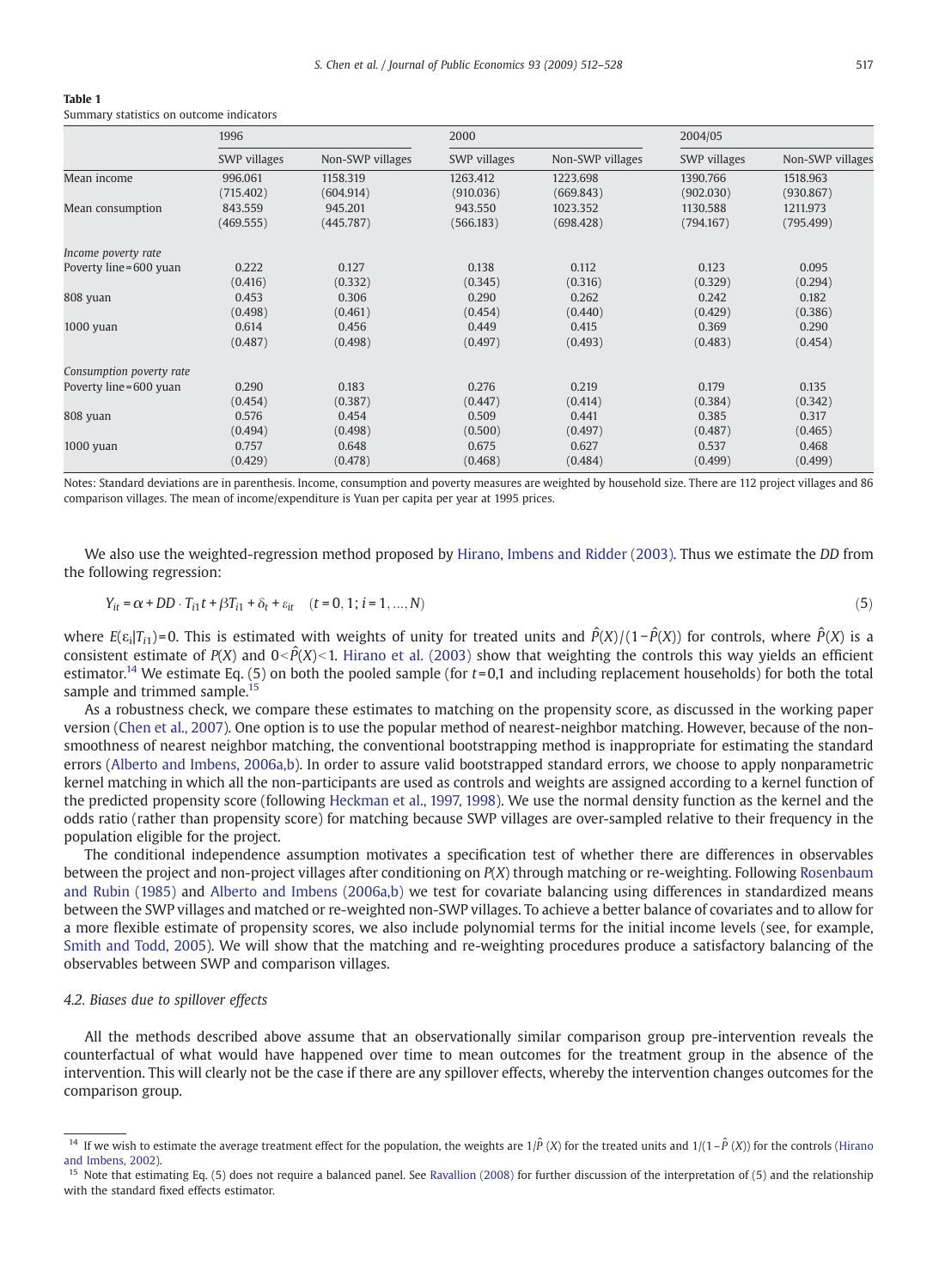**Table 1**

Summary statistics on outcome indicators

| | 1996 | | 2000 | | 2004/05 | |
|---|---|---|---|---|---|---|
| | SWP villages | Non-SWP villages | SWP villages | Non-SWP villages | SWP villages | Non-SWP villages |
| Mean income | 996.061 | 1158.319 | 1263.412 | 1223.698 | 1390.766 | 1518.963 |
| | (715.402) | (604.914) | (910.036) | (669.843) | (902.030) | (930.867) |
| Mean consumption | 843.559 | 945.201 | 943.550 | 1023.352 | 1130.588 | 1211.973 |
| | (469.555) | (445.787) | (566.183) | (698.428) | (794.167) | (795.499) |
| *Income poverty rate* | | | | | | |
| Poverty line = 600 yuan | 0.222 | 0.127 | 0.138 | 0.112 | 0.123 | 0.095 |
| | (0.416) | (0.332) | (0.345) | (0.316) | (0.329) | (0.294) |
| 808 yuan | 0.453 | 0.306 | 0.290 | 0.262 | 0.242 | 0.182 |
| | (0.498) | (0.461) | (0.454) | (0.440) | (0.429) | (0.386) |
| 1000 yuan | 0.614 | 0.456 | 0.449 | 0.415 | 0.369 | 0.290 |
| | (0.487) | (0.498) | (0.497) | (0.493) | (0.483) | (0.454) |
| *Consumption poverty rate* | | | | | | |
| Poverty line = 600 yuan | 0.290 | 0.183 | 0.276 | 0.219 | 0.179 | 0.135 |
| | (0.454) | (0.387) | (0.447) | (0.414) | (0.384) | (0.342) |
| 808 yuan | 0.576 | 0.454 | 0.509 | 0.441 | 0.385 | 0.317 |
| | (0.494) | (0.498) | (0.500) | (0.497) | (0.487) | (0.465) |
| 1000 yuan | 0.757 | 0.648 | 0.675 | 0.627 | 0.537 | 0.468 |
| | (0.429) | (0.478) | (0.468) | (0.484) | (0.499) | (0.499) |

Notes: Standard deviations are in parenthesis. Income, consumption and poverty measures are weighted by household size. There are 112 project villages and 86 comparison villages. The mean of income/expenditure is Yuan per capita per year at 1995 prices.

We also use the weighted-regression method proposed by Hirano, Imbens and Ridder (2003). Thus we estimate the *DD* from the following regression:

$$Y_{it} = \alpha + DD \cdot T_{i1}t + \beta T_{i1} + \delta_t + \varepsilon_{it} \quad (t = 0, 1; i = 1, \ldots, N) \tag{5}$$

where $E(\varepsilon_i|T_{i1})=0$. This is estimated with weights of unity for treated units and $\hat{P}(X)/(1-\hat{P}(X))$ for controls, where $\hat{P}(X)$ is a consistent estimate of $P(X)$ and $0<\hat{P}(X)<1$. Hirano et al. (2003) show that weighting the controls this way yields an efficient estimator.[14] We estimate Eq. (5) on both the pooled sample (for $t$=0,1 and including replacement households) for both the total sample and trimmed sample.[15]

As a robustness check, we compare these estimates to matching on the propensity score, as discussed in the working paper version (Chen et al., 2007). One option is to use the popular method of nearest-neighbor matching. However, because of the non-smoothness of nearest neighbor matching, the conventional bootstrapping method is inappropriate for estimating the standard errors (Alberto and Imbens, 2006a,b). In order to assure valid bootstrapped standard errors, we choose to apply nonparametric kernel matching in which all the non-participants are used as controls and weights are assigned according to a kernel function of the predicted propensity score (following Heckman et al., 1997, 1998). We use the normal density function as the kernel and the odds ratio (rather than propensity score) for matching because SWP villages are over-sampled relative to their frequency in the population eligible for the project.

The conditional independence assumption motivates a specification test of whether there are differences in observables between the project and non-project villages after conditioning on $P(X)$ through matching or re-weighting. Following Rosenbaum and Rubin (1985) and Alberto and Imbens (2006a,b) we test for covariate balancing using differences in standardized means between the SWP villages and matched or re-weighted non-SWP villages. To achieve a better balance of covariates and to allow for a more flexible estimate of propensity scores, we also include polynomial terms for the initial income levels (see, for example, Smith and Todd, 2005). We will show that the matching and re-weighting procedures produce a satisfactory balancing of the observables between SWP and comparison villages.

### 4.2. Biases due to spillover effects

All the methods described above assume that an observationally similar comparison group pre-intervention reveals the counterfactual of what would have happened over time to mean outcomes for the treatment group in the absence of the intervention. This will clearly not be the case if there are any spillover effects, whereby the intervention changes outcomes for the comparison group.

[14] If we wish to estimate the average treatment effect for the population, the weights are $1/\hat{P}(X)$ for the treated units and $1/(1-\hat{P}(X))$ for the controls (Hirano and Imbens, 2002).

[15] Note that estimating Eq. (5) does not require a balanced panel. See Ravallion (2008) for further discussion of the interpretation of (5) and the relationship with the standard fixed effects estimator.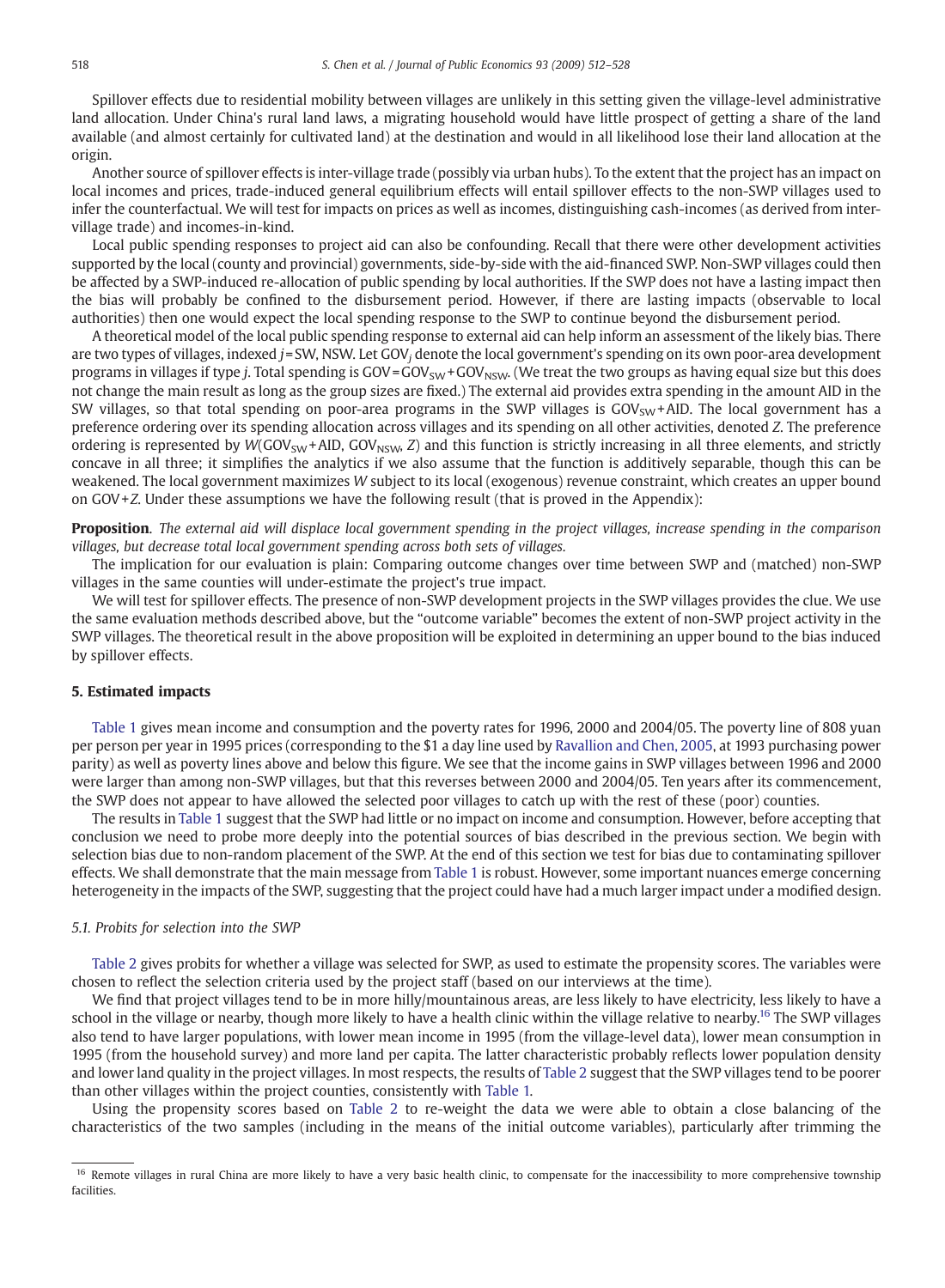Spillover effects due to residential mobility between villages are unlikely in this setting given the village-level administrative land allocation. Under China's rural land laws, a migrating household would have little prospect of getting a share of the land available (and almost certainly for cultivated land) at the destination and would in all likelihood lose their land allocation at the origin.

Another source of spillover effects is inter-village trade (possibly via urban hubs). To the extent that the project has an impact on local incomes and prices, trade-induced general equilibrium effects will entail spillover effects to the non-SWP villages used to infer the counterfactual. We will test for impacts on prices as well as incomes, distinguishing cash-incomes (as derived from inter-village trade) and incomes-in-kind.

Local public spending responses to project aid can also be confounding. Recall that there were other development activities supported by the local (county and provincial) governments, side-by-side with the aid-financed SWP. Non-SWP villages could then be affected by a SWP-induced re-allocation of public spending by local authorities. If the SWP does not have a lasting impact then the bias will probably be confined to the disbursement period. However, if there are lasting impacts (observable to local authorities) then one would expect the local spending response to the SWP to continue beyond the disbursement period.

A theoretical model of the local public spending response to external aid can help inform an assessment of the likely bias. There are two types of villages, indexed $j$ = SW, NSW. Let $GOV_j$ denote the local government's spending on its own poor-area development programs in villages if type $j$. Total spending is $GOV = GOV_{SW} + GOV_{NSW}$. (We treat the two groups as having equal size but this does not change the main result as long as the group sizes are fixed.) The external aid provides extra spending in the amount AID in the SW villages, so that total spending on poor-area programs in the SWP villages is $GOV_{SW} + AID$. The local government has a preference ordering over its spending allocation across villages and its spending on all other activities, denoted $Z$. The preference ordering is represented by $W(GOV_{SW} + AID, GOV_{NSW}, Z)$ and this function is strictly increasing in all three elements, and strictly concave in all three; it simplifies the analytics if we also assume that the function is additively separable, though this can be weakened. The local government maximizes $W$ subject to its local (exogenous) revenue constraint, which creates an upper bound on $GOV + Z$. Under these assumptions we have the following result (that is proved in the Appendix):

**Proposition**. *The external aid will displace local government spending in the project villages, increase spending in the comparison villages, but decrease total local government spending across both sets of villages.*

The implication for our evaluation is plain: Comparing outcome changes over time between SWP and (matched) non-SWP villages in the same counties will under-estimate the project's true impact.

We will test for spillover effects. The presence of non-SWP development projects in the SWP villages provides the clue. We use the same evaluation methods described above, but the "outcome variable" becomes the extent of non-SWP project activity in the SWP villages. The theoretical result in the above proposition will be exploited in determining an upper bound to the bias induced by spillover effects.

## 5. Estimated impacts

Table 1 gives mean income and consumption and the poverty rates for 1996, 2000 and 2004/05. The poverty line of 808 yuan per person per year in 1995 prices (corresponding to the $1 a day line used by Ravallion and Chen, 2005, at 1993 purchasing power parity) as well as poverty lines above and below this figure. We see that the income gains in SWP villages between 1996 and 2000 were larger than among non-SWP villages, but that this reverses between 2000 and 2004/05. Ten years after its commencement, the SWP does not appear to have allowed the selected poor villages to catch up with the rest of these (poor) counties.

The results in Table 1 suggest that the SWP had little or no impact on income and consumption. However, before accepting that conclusion we need to probe more deeply into the potential sources of bias described in the previous section. We begin with selection bias due to non-random placement of the SWP. At the end of this section we test for bias due to contaminating spillover effects. We shall demonstrate that the main message from Table 1 is robust. However, some important nuances emerge concerning heterogeneity in the impacts of the SWP, suggesting that the project could have had a much larger impact under a modified design.

### 5.1. Probits for selection into the SWP

Table 2 gives probits for whether a village was selected for SWP, as used to estimate the propensity scores. The variables were chosen to reflect the selection criteria used by the project staff (based on our interviews at the time).

We find that project villages tend to be in more hilly/mountainous areas, are less likely to have electricity, less likely to have a school in the village or nearby, though more likely to have a health clinic within the village relative to nearby.[16] The SWP villages also tend to have larger populations, with lower mean income in 1995 (from the village-level data), lower mean consumption in 1995 (from the household survey) and more land per capita. The latter characteristic probably reflects lower population density and lower land quality in the project villages. In most respects, the results of Table 2 suggest that the SWP villages tend to be poorer than other villages within the project counties, consistently with Table 1.

Using the propensity scores based on Table 2 to re-weight the data we were able to obtain a close balancing of the characteristics of the two samples (including in the means of the initial outcome variables), particularly after trimming the

---

[16] Remote villages in rural China are more likely to have a very basic health clinic, to compensate for the inaccessibility to more comprehensive township facilities.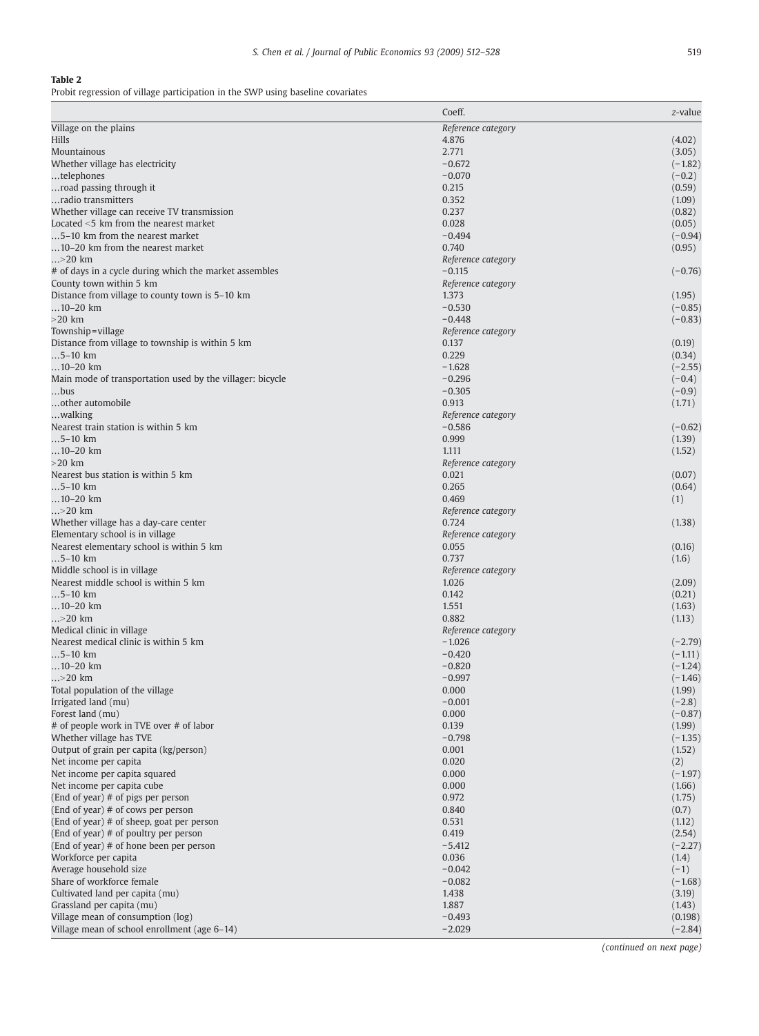**Table 2**

Probit regression of village participation in the SWP using baseline covariates

| | Coeff. | *z*-value |
|---|---|---|
| Village on the plains | *Reference category* | |
| Hills | 4.876 | (4.02) |
| Mountainous | 2.771 | (3.05) |
| Whether village has electricity | −0.672 | (−1.82) |
| …telephones | −0.070 | (−0.2) |
| …road passing through it | 0.215 | (0.59) |
| …radio transmitters | 0.352 | (1.09) |
| Whether village can receive TV transmission | 0.237 | (0.82) |
| Located <5 km from the nearest market | 0.028 | (0.05) |
| …5–10 km from the nearest market | −0.494 | (−0.94) |
| …10–20 km from the nearest market | 0.740 | (0.95) |
| …>20 km | *Reference category* | |
| # of days in a cycle during which the market assembles | −0.115 | (−0.76) |
| County town within 5 km | *Reference category* | |
| Distance from village to county town is 5–10 km | 1.373 | (1.95) |
| …10–20 km | −0.530 | (−0.85) |
| >20 km | −0.448 | (−0.83) |
| Township=village | *Reference category* | |
| Distance from village to township is within 5 km | 0.137 | (0.19) |
| …5–10 km | 0.229 | (0.34) |
| …10–20 km | −1.628 | (−2.55) |
| Main mode of transportation used by the villager: bicycle | −0.296 | (−0.4) |
| …bus | −0.305 | (−0.9) |
| …other automobile | 0.913 | (1.71) |
| …walking | *Reference category* | |
| Nearest train station is within 5 km | −0.586 | (−0.62) |
| …5–10 km | 0.999 | (1.39) |
| …10–20 km | 1.111 | (1.52) |
| >20 km | *Reference category* | |
| Nearest bus station is within 5 km | 0.021 | (0.07) |
| …5–10 km | 0.265 | (0.64) |
| …10–20 km | 0.469 | (1) |
| …>20 km | *Reference category* | |
| Whether village has a day-care center | 0.724 | (1.38) |
| Elementary school is in village | *Reference category* | |
| Nearest elementary school is within 5 km | 0.055 | (0.16) |
| …5–10 km | 0.737 | (1.6) |
| Middle school is in village | *Reference category* | |
| Nearest middle school is within 5 km | 1.026 | (2.09) |
| …5–10 km | 0.142 | (0.21) |
| …10–20 km | 1.551 | (1.63) |
| …>20 km | 0.882 | (1.13) |
| Medical clinic in village | *Reference category* | |
| Nearest medical clinic is within 5 km | −1.026 | (−2.79) |
| …5–10 km | −0.420 | (−1.11) |
| …10–20 km | −0.820 | (−1.24) |
| …>20 km | −0.997 | (−1.46) |
| Total population of the village | 0.000 | (1.99) |
| Irrigated land (mu) | −0.001 | (−2.8) |
| Forest land (mu) | 0.000 | (−0.87) |
| # of people work in TVE over # of labor | 0.139 | (1.99) |
| Whether village has TVE | −0.798 | (−1.35) |
| Output of grain per capita (kg/person) | 0.001 | (1.52) |
| Net income per capita | 0.020 | (2) |
| Net income per capita squared | 0.000 | (−1.97) |
| Net income per capita cube | 0.000 | (1.66) |
| (End of year) # of pigs per person | 0.972 | (1.75) |
| (End of year) # of cows per person | 0.840 | (0.7) |
| (End of year) # of sheep, goat per person | 0.531 | (1.12) |
| (End of year) # of poultry per person | 0.419 | (2.54) |
| (End of year) # of hone been per person | −5.412 | (−2.27) |
| Workforce per capita | 0.036 | (1.4) |
| Average household size | −0.042 | (−1) |
| Share of workforce female | −0.082 | (−1.68) |
| Cultivated land per capita (mu) | 1.438 | (3.19) |
| Grassland per capita (mu) | 1.887 | (1.43) |
| Village mean of consumption (log) | −0.493 | (0.198) |
| Village mean of school enrollment (age 6–14) | −2.029 | (−2.84) |

*(continued on next page)*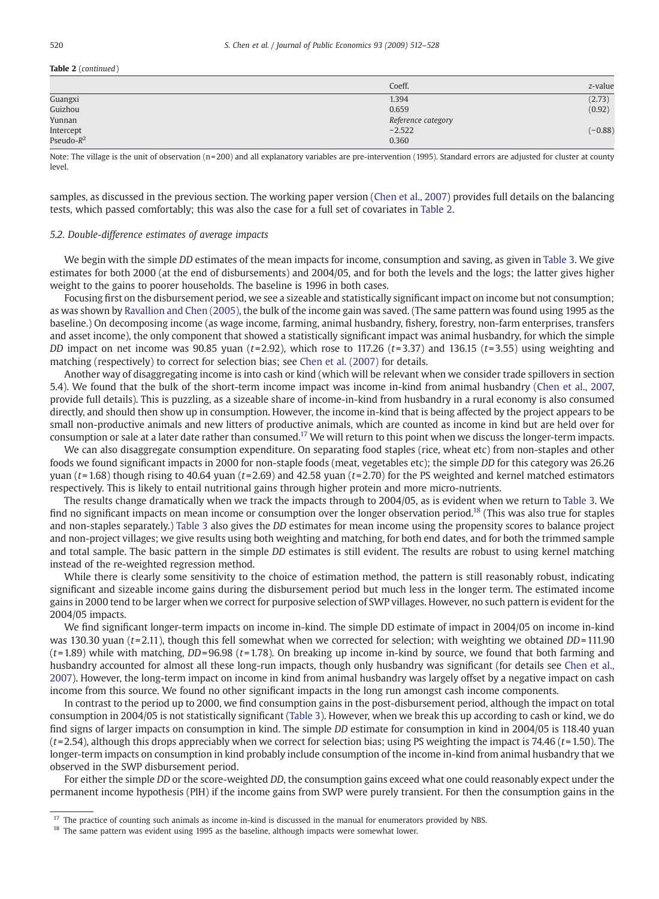**Table 2** (*continued*)

| | Coeff. | *z*-value |
|---|---|---|
| Guangxi | 1.394 | (2.73) |
| Guizhou | 0.659 | (0.92) |
| Yunnan | *Reference category* | |
| Intercept | −2.522 | (−0.88) |
| Pseudo-$R^2$ | 0.360 | |

Note: The village is the unit of observation (n=200) and all explanatory variables are pre-intervention (1995). Standard errors are adjusted for cluster at county level.

samples, as discussed in the previous section. The working paper version (Chen et al., 2007) provides full details on the balancing tests, which passed comfortably; this was also the case for a full set of covariates in Table 2.

### 5.2. Double-difference estimates of average impacts

We begin with the simple *DD* estimates of the mean impacts for income, consumption and saving, as given in Table 3. We give estimates for both 2000 (at the end of disbursements) and 2004/05, and for both the levels and the logs; the latter gives higher weight to the gains to poorer households. The baseline is 1996 in both cases.

Focusing first on the disbursement period, we see a sizeable and statistically significant impact on income but not consumption; as was shown by Ravallion and Chen (2005), the bulk of the income gain was saved. (The same pattern was found using 1995 as the baseline.) On decomposing income (as wage income, farming, animal husbandry, fishery, forestry, non-farm enterprises, transfers and asset income), the only component that showed a statistically significant impact was animal husbandry, for which the simple *DD* impact on net income was 90.85 yuan ($t$=2.92), which rose to 117.26 ($t$=3.37) and 136.15 ($t$=3.55) using weighting and matching (respectively) to correct for selection bias; see Chen et al. (2007) for details.

Another way of disaggregating income is into cash or kind (which will be relevant when we consider trade spillovers in section 5.4). We found that the bulk of the short-term income impact was income-in-kind from animal husbandry (Chen et al., 2007, provide full details). This is puzzling, as a sizeable share of income-in-kind from husbandry in a rural economy is also consumed directly, and should then show up in consumption. However, the income in-kind that is being affected by the project appears to be small non-productive animals and new litters of productive animals, which are counted as income in kind but are held over for consumption or sale at a later date rather than consumed.[17] We will return to this point when we discuss the longer-term impacts.

We can also disaggregate consumption expenditure. On separating food staples (rice, wheat etc) from non-staples and other foods we found significant impacts in 2000 for non-staple foods (meat, vegetables etc); the simple *DD* for this category was 26.26 yuan ($t$=1.68) though rising to 40.64 yuan ($t$=2.69) and 42.58 yuan ($t$=2.70) for the PS weighted and kernel matched estimators respectively. This is likely to entail nutritional gains through higher protein and more micro-nutrients.

The results change dramatically when we track the impacts through to 2004/05, as is evident when we return to Table 3. We find no significant impacts on mean income or consumption over the longer observation period.[18] (This was also true for staples and non-staples separately.) Table 3 also gives the *DD* estimates for mean income using the propensity scores to balance project and non-project villages; we give results using both weighting and matching, for both end dates, and for both the trimmed sample and total sample. The basic pattern in the simple *DD* estimates is still evident. The results are robust to using kernel matching instead of the re-weighted regression method.

While there is clearly some sensitivity to the choice of estimation method, the pattern is still reasonably robust, indicating significant and sizeable income gains during the disbursement period but much less in the longer term. The estimated income gains in 2000 tend to be larger when we correct for purposive selection of SWP villages. However, no such pattern is evident for the 2004/05 impacts.

We find significant longer-term impacts on income in-kind. The simple DD estimate of impact in 2004/05 on income in-kind was 130.30 yuan ($t$=2.11), though this fell somewhat when we corrected for selection; with weighting we obtained *DD*=111.90 ($t$=1.89) while with matching, *DD*=96.98 ($t$=1.78). On breaking up income in-kind by source, we found that both farming and husbandry accounted for almost all these long-run impacts, though only husbandry was significant (for details see Chen et al., 2007). However, the long-term impact on income in kind from animal husbandry was largely offset by a negative impact on cash income from this source. We found no other significant impacts in the long run amongst cash income components.

In contrast to the period up to 2000, we find consumption gains in the post-disbursement period, although the impact on total consumption in 2004/05 is not statistically significant (Table 3). However, when we break this up according to cash or kind, we do find signs of larger impacts on consumption in kind. The simple *DD* estimate for consumption in kind in 2004/05 is 118.40 yuan ($t$=2.54), although this drops appreciably when we correct for selection bias; using PS weighting the impact is 74.46 ($t$=1.50). The longer-term impacts on consumption in kind probably include consumption of the income in-kind from animal husbandry that we observed in the SWP disbursement period.

For either the simple *DD* or the score-weighted *DD*, the consumption gains exceed what one could reasonably expect under the permanent income hypothesis (PIH) if the income gains from SWP were purely transient. For then the consumption gains in the

[17] The practice of counting such animals as income in-kind is discussed in the manual for enumerators provided by NBS.

[18] The same pattern was evident using 1995 as the baseline, although impacts were somewhat lower.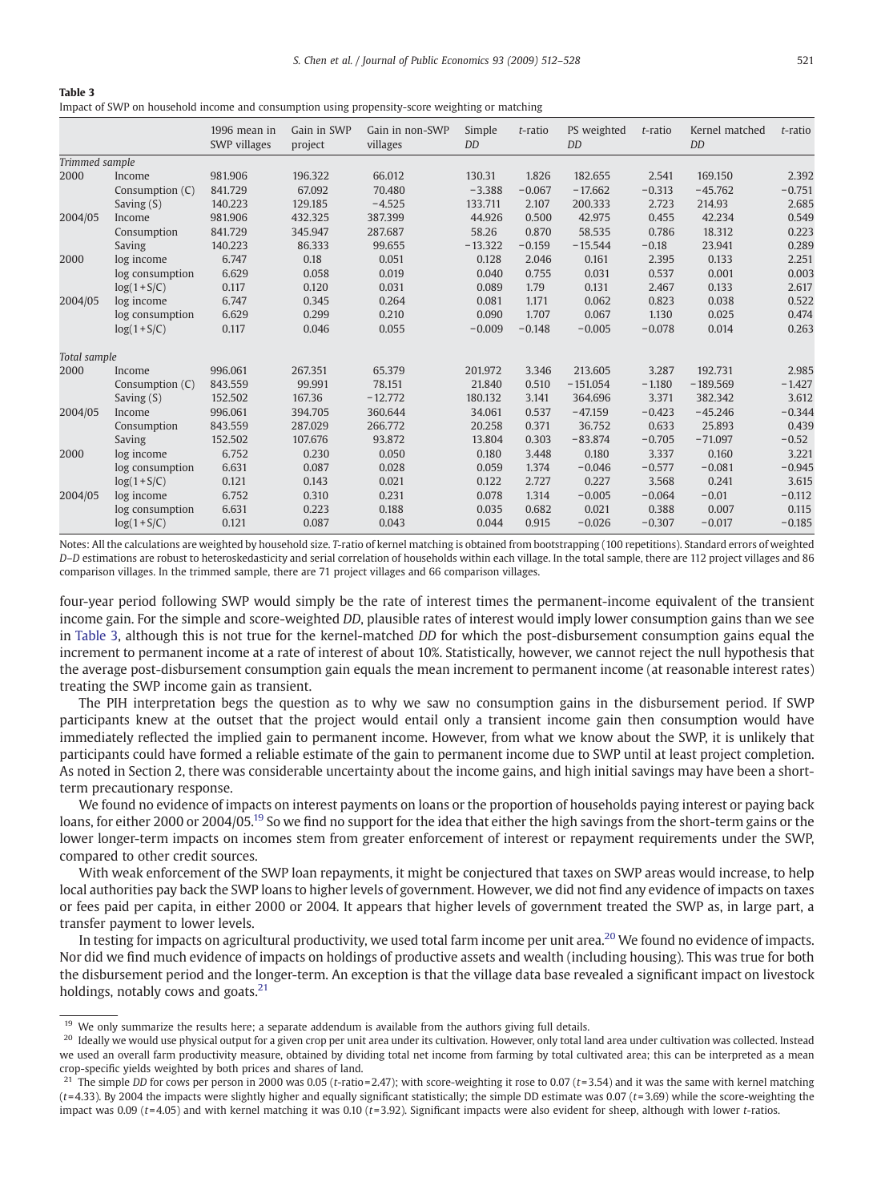**Table 3**
Impact of SWP on household income and consumption using propensity-score weighting or matching

| | | 1996 mean in SWP villages | Gain in SWP project | Gain in non-SWP villages | Simple *DD* | *t*-ratio | PS weighted *DD* | *t*-ratio | Kernel matched *DD* | *t*-ratio |
|---|---|---|---|---|---|---|---|---|---|---|
| *Trimmed sample* | | | | | | | | | | |
| 2000 | Income | 981.906 | 196.322 | 66.012 | 130.31 | 1.826 | 182.655 | 2.541 | 169.150 | 2.392 |
| | Consumption (C) | 841.729 | 67.092 | 70.480 | −3.388 | −0.067 | −17.662 | −0.313 | −45.762 | −0.751 |
| | Saving (S) | 140.223 | 129.185 | −4.525 | 133.711 | 2.107 | 200.333 | 2.723 | 214.93 | 2.685 |
| 2004/05 | Income | 981.906 | 432.325 | 387.399 | 44.926 | 0.500 | 42.975 | 0.455 | 42.234 | 0.549 |
| | Consumption | 841.729 | 345.947 | 287.687 | 58.26 | 0.870 | 58.535 | 0.786 | 18.312 | 0.223 |
| | Saving | 140.223 | 86.333 | 99.655 | −13.322 | −0.159 | −15.544 | −0.18 | 23.941 | 0.289 |
| 2000 | log income | 6.747 | 0.18 | 0.051 | 0.128 | 2.046 | 0.161 | 2.395 | 0.133 | 2.251 |
| | log consumption | 6.629 | 0.058 | 0.019 | 0.040 | 0.755 | 0.031 | 0.537 | 0.001 | 0.003 |
| | log(1+S/C) | 0.117 | 0.120 | 0.031 | 0.089 | 1.79 | 0.131 | 2.467 | 0.133 | 2.617 |
| 2004/05 | log income | 6.747 | 0.345 | 0.264 | 0.081 | 1.171 | 0.062 | 0.823 | 0.038 | 0.522 |
| | log consumption | 6.629 | 0.299 | 0.210 | 0.090 | 1.707 | 0.067 | 1.130 | 0.025 | 0.474 |
| | log(1+S/C) | 0.117 | 0.046 | 0.055 | −0.009 | −0.148 | −0.005 | −0.078 | 0.014 | 0.263 |
| *Total sample* | | | | | | | | | | |
| 2000 | Income | 996.061 | 267.351 | 65.379 | 201.972 | 3.346 | 213.605 | 3.287 | 192.731 | 2.985 |
| | Consumption (C) | 843.559 | 99.991 | 78.151 | 21.840 | 0.510 | −151.054 | −1.180 | −189.569 | −1.427 |
| | Saving (S) | 152.502 | 167.36 | −12.772 | 180.132 | 3.141 | 364.696 | 3.371 | 382.342 | 3.612 |
| 2004/05 | Income | 996.061 | 394.705 | 360.644 | 34.061 | 0.537 | −47.159 | −0.423 | −45.246 | −0.344 |
| | Consumption | 843.559 | 287.029 | 266.772 | 20.258 | 0.371 | 36.752 | 0.633 | 25.893 | 0.439 |
| | Saving | 152.502 | 107.676 | 93.872 | 13.804 | 0.303 | −83.874 | −0.705 | −71.097 | −0.52 |
| 2000 | log income | 6.752 | 0.230 | 0.050 | 0.180 | 3.448 | 0.180 | 3.337 | 0.160 | 3.221 |
| | log consumption | 6.631 | 0.087 | 0.028 | 0.059 | 1.374 | −0.046 | −0.577 | −0.081 | −0.945 |
| | log(1+S/C) | 0.121 | 0.143 | 0.021 | 0.122 | 2.727 | 0.227 | 3.568 | 0.241 | 3.615 |
| 2004/05 | log income | 6.752 | 0.310 | 0.231 | 0.078 | 1.314 | −0.005 | −0.064 | −0.01 | −0.112 |
| | log consumption | 6.631 | 0.223 | 0.188 | 0.035 | 0.682 | 0.021 | 0.388 | 0.007 | 0.115 |
| | log(1+S/C) | 0.121 | 0.087 | 0.043 | 0.044 | 0.915 | −0.026 | −0.307 | −0.017 | −0.185 |

Notes: All the calculations are weighted by household size. *T*-ratio of kernel matching is obtained from bootstrapping (100 repetitions). Standard errors of weighted *D–D* estimations are robust to heteroskedasticity and serial correlation of households within each village. In the total sample, there are 112 project villages and 86 comparison villages. In the trimmed sample, there are 71 project villages and 66 comparison villages.

four-year period following SWP would simply be the rate of interest times the permanent-income equivalent of the transient income gain. For the simple and score-weighted *DD*, plausible rates of interest would imply lower consumption gains than we see in Table 3, although this is not true for the kernel-matched *DD* for which the post-disbursement consumption gains equal the increment to permanent income at a rate of interest of about 10%. Statistically, however, we cannot reject the null hypothesis that the average post-disbursement consumption gain equals the mean increment to permanent income (at reasonable interest rates) treating the SWP income gain as transient.

The PIH interpretation begs the question as to why we saw no consumption gains in the disbursement period. If SWP participants knew at the outset that the project would entail only a transient income gain then consumption would have immediately reflected the implied gain to permanent income. However, from what we know about the SWP, it is unlikely that participants could have formed a reliable estimate of the gain to permanent income due to SWP until at least project completion. As noted in Section 2, there was considerable uncertainty about the income gains, and high initial savings may have been a short-term precautionary response.

We found no evidence of impacts on interest payments on loans or the proportion of households paying interest or paying back loans, for either 2000 or 2004/05.[19] So we find no support for the idea that either the high savings from the short-term gains or the lower longer-term impacts on incomes stem from greater enforcement of interest or repayment requirements under the SWP, compared to other credit sources.

With weak enforcement of the SWP loan repayments, it might be conjectured that taxes on SWP areas would increase, to help local authorities pay back the SWP loans to higher levels of government. However, we did not find any evidence of impacts on taxes or fees paid per capita, in either 2000 or 2004. It appears that higher levels of government treated the SWP as, in large part, a transfer payment to lower levels.

In testing for impacts on agricultural productivity, we used total farm income per unit area.[20] We found no evidence of impacts. Nor did we find much evidence of impacts on holdings of productive assets and wealth (including housing). This was true for both the disbursement period and the longer-term. An exception is that the village data base revealed a significant impact on livestock holdings, notably cows and goats.[21]

---

[19] We only summarize the results here; a separate addendum is available from the authors giving full details.

[20] Ideally we would use physical output for a given crop per unit area under its cultivation. However, only total land area under cultivation was collected. Instead we used an overall farm productivity measure, obtained by dividing total net income from farming by total cultivated area; this can be interpreted as a mean crop-specific yields weighted by both prices and shares of land.

[21] The simple *DD* for cows per person in 2000 was 0.05 ($t$-ratio = 2.47); with score-weighting it rose to 0.07 ($t$ = 3.54) and it was the same with kernel matching ($t$ = 4.33). By 2004 the impacts were slightly higher and equally significant statistically; the simple DD estimate was 0.07 ($t$ = 3.69) while the score-weighting the impact was 0.09 ($t$ = 4.05) and with kernel matching it was 0.10 ($t$ = 3.92). Significant impacts were also evident for sheep, although with lower *t*-ratios.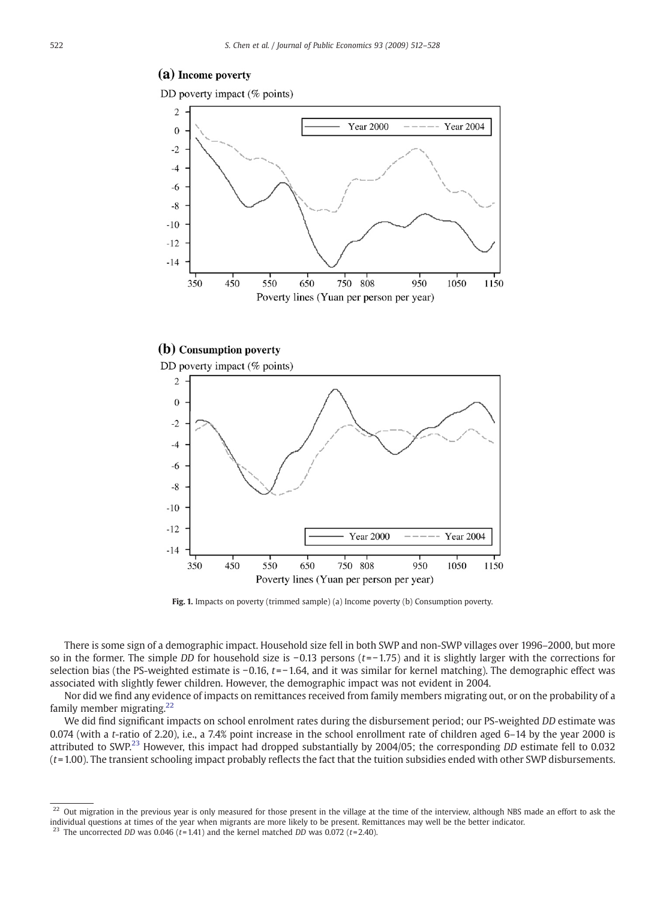Fig. 1. Impacts on poverty (trimmed sample) (a) Income poverty (b) Consumption poverty.

There is some sign of a demographic impact. Household size fell in both SWP and non-SWP villages over 1996–2000, but more so in the former. The simple *DD* for household size is −0.13 persons ($t$=−1.75) and it is slightly larger with the corrections for selection bias (the PS-weighted estimate is −0.16, $t$=−1.64, and it was similar for kernel matching). The demographic effect was associated with slightly fewer children. However, the demographic impact was not evident in 2004.

Nor did we find any evidence of impacts on remittances received from family members migrating out, or on the probability of a family member migrating.[22]

We did find significant impacts on school enrolment rates during the disbursement period; our PS-weighted *DD* estimate was 0.074 (with a $t$-ratio of 2.20), i.e., a 7.4% point increase in the school enrollment rate of children aged 6–14 by the year 2000 is attributed to SWP.[23] However, this impact had dropped substantially by 2004/05; the corresponding *DD* estimate fell to 0.032 ($t$=1.00). The transient schooling impact probably reflects the fact that the tuition subsidies ended with other SWP disbursements.

[22] Out migration in the previous year is only measured for those present in the village at the time of the interview, although NBS made an effort to ask the individual questions at times of the year when migrants are more likely to be present. Remittances may well be the better indicator.

[23] The uncorrected *DD* was 0.046 ($t$=1.41) and the kernel matched *DD* was 0.072 ($t$=2.40).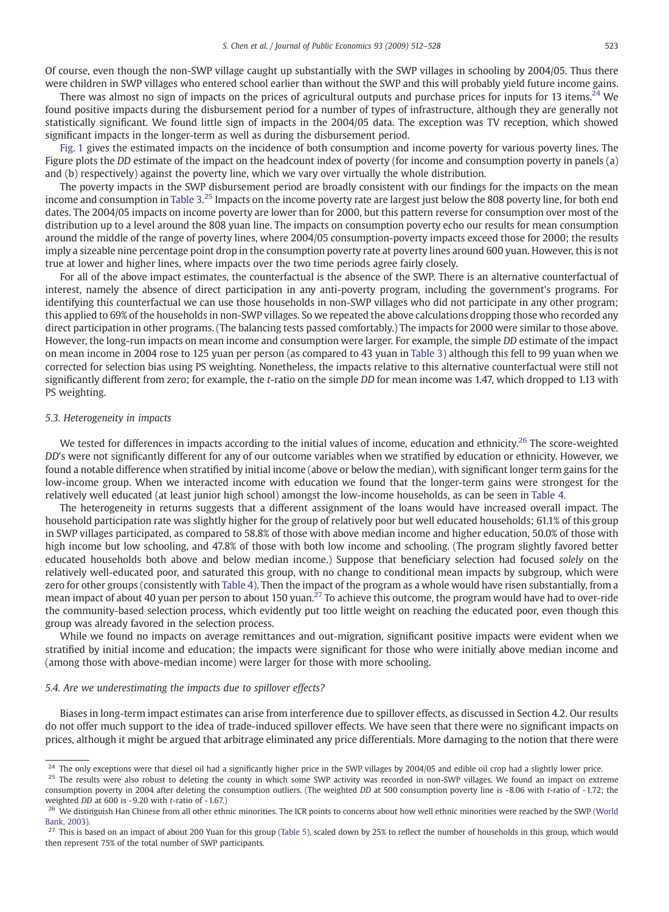Of course, even though the non-SWP village caught up substantially with the SWP villages in schooling by 2004/05. Thus there were children in SWP villages who entered school earlier than without the SWP and this will probably yield future income gains.

There was almost no sign of impacts on the prices of agricultural outputs and purchase prices for inputs for 13 items.[24] We found positive impacts during the disbursement period for a number of types of infrastructure, although they are generally not statistically significant. We found little sign of impacts in the 2004/05 data. The exception was TV reception, which showed significant impacts in the longer-term as well as during the disbursement period.

Fig. 1 gives the estimated impacts on the incidence of both consumption and income poverty for various poverty lines. The Figure plots the *DD* estimate of the impact on the headcount index of poverty (for income and consumption poverty in panels (a) and (b) respectively) against the poverty line, which we vary over virtually the whole distribution.

The poverty impacts in the SWP disbursement period are broadly consistent with our findings for the impacts on the mean income and consumption in Table 3.[25] Impacts on the income poverty rate are largest just below the 808 poverty line, for both end dates. The 2004/05 impacts on income poverty are lower than for 2000, but this pattern reverse for consumption over most of the distribution up to a level around the 808 yuan line. The impacts on consumption poverty echo our results for mean consumption around the middle of the range of poverty lines, where 2004/05 consumption-poverty impacts exceed those for 2000; the results imply a sizeable nine percentage point drop in the consumption poverty rate at poverty lines around 600 yuan. However, this is not true at lower and higher lines, where impacts over the two time periods agree fairly closely.

For all of the above impact estimates, the counterfactual is the absence of the SWP. There is an alternative counterfactual of interest, namely the absence of direct participation in any anti-poverty program, including the government's programs. For identifying this counterfactual we can use those households in non-SWP villages who did not participate in any other program; this applied to 69% of the households in non-SWP villages. So we repeated the above calculations dropping those who recorded any direct participation in other programs. (The balancing tests passed comfortably.) The impacts for 2000 were similar to those above. However, the long-run impacts on mean income and consumption were larger. For example, the simple *DD* estimate of the impact on mean income in 2004 rose to 125 yuan per person (as compared to 43 yuan in Table 3) although this fell to 99 yuan when we corrected for selection bias using PS weighting. Nonetheless, the impacts relative to this alternative counterfactual were still not significantly different from zero; for example, the *t*-ratio on the simple *DD* for mean income was 1.47, which dropped to 1.13 with PS weighting.

### 5.3. Heterogeneity in impacts

We tested for differences in impacts according to the initial values of income, education and ethnicity.[26] The score-weighted *DD*'s were not significantly different for any of our outcome variables when we stratified by education or ethnicity. However, we found a notable difference when stratified by initial income (above or below the median), with significant longer term gains for the low-income group. When we interacted income with education we found that the longer-term gains were strongest for the relatively well educated (at least junior high school) amongst the low-income households, as can be seen in Table 4.

The heterogeneity in returns suggests that a different assignment of the loans would have increased overall impact. The household participation rate was slightly higher for the group of relatively poor but well educated households; 61.1% of this group in SWP villages participated, as compared to 58.8% of those with above median income and higher education, 50.0% of those with high income but low schooling, and 47.8% of those with both low income and schooling. (The program slightly favored better educated households both above and below median income.) Suppose that beneficiary selection had focused *solely* on the relatively well-educated poor, and saturated this group, with no change to conditional mean impacts by subgroup, which were zero for other groups (consistently with Table 4). Then the impact of the program as a whole would have risen substantially, from a mean impact of about 40 yuan per person to about 150 yuan.[27] To achieve this outcome, the program would have had to over-ride the community-based selection process, which evidently put too little weight on reaching the educated poor, even though this group was already favored in the selection process.

While we found no impacts on average remittances and out-migration, significant positive impacts were evident when we stratified by initial income and education; the impacts were significant for those who were initially above median income and (among those with above-median income) were larger for those with more schooling.

### 5.4. Are we underestimating the impacts due to spillover effects?

Biases in long-term impact estimates can arise from interference due to spillover effects, as discussed in Section 4.2. Our results do not offer much support to the idea of trade-induced spillover effects. We have seen that there were no significant impacts on prices, although it might be argued that arbitrage eliminated any price differentials. More damaging to the notion that there were

---

[24] The only exceptions were that diesel oil had a significantly higher price in the SWP villages by 2004/05 and edible oil crop had a slightly lower price.

[25] The results were also robust to deleting the county in which some SWP activity was recorded in non-SWP villages. We found an impact on extreme consumption poverty in 2004 after deleting the consumption outliers. (The weighted *DD* at 500 consumption poverty line is -8.06 with *t*-ratio of -1.72; the weighted *DD* at 600 is -9.20 with *t*-ratio of -1.67.)

[26] We distinguish Han Chinese from all other ethnic minorities. The ICR points to concerns about how well ethnic minorities were reached by the SWP (World Bank, 2003).

[27] This is based on an impact of about 200 Yuan for this group (Table 5), scaled down by 25% to reflect the number of households in this group, which would then represent 75% of the total number of SWP participants.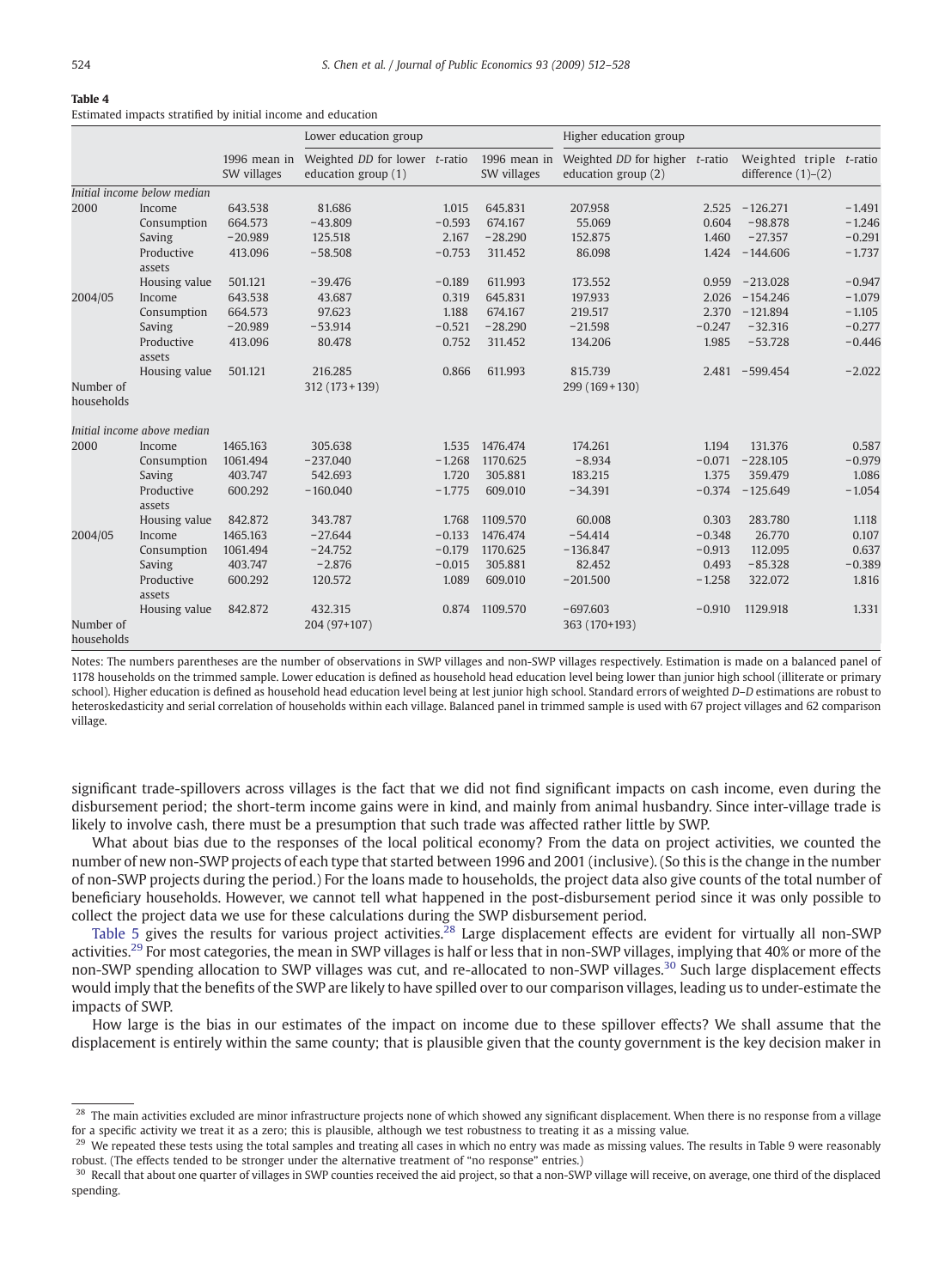**Table 4**
Estimated impacts stratified by initial income and education

| | | Lower education group | | | Higher education group | | | | |
|---|---|---|---|---|---|---|---|---|---|
| | | 1996 mean in SW villages | Weighted *DD* for lower education group (1) | *t*-ratio | 1996 mean in SW villages | Weighted *DD* for higher education group (2) | *t*-ratio | Weighted triple difference (1)–(2) | *t*-ratio |
| *Initial income below median* | | | | | | | | | |
| 2000 | Income | 643.538 | 81.686 | 1.015 | 645.831 | 207.958 | 2.525 | −126.271 | −1.491 |
| | Consumption | 664.573 | −43.809 | −0.593 | 674.167 | 55.069 | 0.604 | −98.878 | −1.246 |
| | Saving | −20.989 | 125.518 | 2.167 | −28.290 | 152.875 | 1.460 | −27.357 | −0.291 |
| | Productive assets | 413.096 | −58.508 | −0.753 | 311.452 | 86.098 | 1.424 | −144.606 | −1.737 |
| | Housing value | 501.121 | −39.476 | −0.189 | 611.993 | 173.552 | 0.959 | −213.028 | −0.947 |
| 2004/05 | Income | 643.538 | 43.687 | 0.319 | 645.831 | 197.933 | 2.026 | −154.246 | −1.079 |
| | Consumption | 664.573 | 97.623 | 1.188 | 674.167 | 219.517 | 2.370 | −121.894 | −1.105 |
| | Saving | −20.989 | −53.914 | −0.521 | −28.290 | −21.598 | −0.247 | −32.316 | −0.277 |
| | Productive assets | 413.096 | 80.478 | 0.752 | 311.452 | 134.206 | 1.985 | −53.728 | −0.446 |
| | Housing value | 501.121 | 216.285 | 0.866 | 611.993 | 815.739 | 2.481 | −599.454 | −2.022 |
| Number of households | | | 312 (173+139) | | | 299 (169+130) | | | |
| *Initial income above median* | | | | | | | | | |
| 2000 | Income | 1465.163 | 305.638 | 1.535 | 1476.474 | 174.261 | 1.194 | 131.376 | 0.587 |
| | Consumption | 1061.494 | −237.040 | −1.268 | 1170.625 | −8.934 | −0.071 | −228.105 | −0.979 |
| | Saving | 403.747 | 542.693 | 1.720 | 305.881 | 183.215 | 1.375 | 359.479 | 1.086 |
| | Productive assets | 600.292 | −160.040 | −1.775 | 609.010 | −34.391 | −0.374 | −125.649 | −1.054 |
| | Housing value | 842.872 | 343.787 | 1.768 | 1109.570 | 60.008 | 0.303 | 283.780 | 1.118 |
| 2004/05 | Income | 1465.163 | −27.644 | −0.133 | 1476.474 | −54.414 | −0.348 | 26.770 | 0.107 |
| | Consumption | 1061.494 | −24.752 | −0.179 | 1170.625 | −136.847 | −0.913 | 112.095 | 0.637 |
| | Saving | 403.747 | −2.876 | −0.015 | 305.881 | 82.452 | 0.493 | −85.328 | −0.389 |
| | Productive assets | 600.292 | 120.572 | 1.089 | 609.010 | −201.500 | −1.258 | 322.072 | 1.816 |
| | Housing value | 842.872 | 432.315 | 0.874 | 1109.570 | −697.603 | −0.910 | 1129.918 | 1.331 |
| Number of households | | | 204 (97+107) | | | 363 (170+193) | | | |

Notes: The numbers parentheses are the number of observations in SWP villages and non-SWP villages respectively. Estimation is made on a balanced panel of 1178 households on the trimmed sample. Lower education is defined as household head education level being lower than junior high school (illiterate or primary school). Higher education is defined as household head education level being at lest junior high school. Standard errors of weighted *D–D* estimations are robust to heteroskedasticity and serial correlation of households within each village. Balanced panel in trimmed sample is used with 67 project villages and 62 comparison village.

significant trade-spillovers across villages is the fact that we did not find significant impacts on cash income, even during the disbursement period; the short-term income gains were in kind, and mainly from animal husbandry. Since inter-village trade is likely to involve cash, there must be a presumption that such trade was affected rather little by SWP.

What about bias due to the responses of the local political economy? From the data on project activities, we counted the number of new non-SWP projects of each type that started between 1996 and 2001 (inclusive). (So this is the change in the number of non-SWP projects during the period.) For the loans made to households, the project data also give counts of the total number of beneficiary households. However, we cannot tell what happened in the post-disbursement period since it was only possible to collect the project data we use for these calculations during the SWP disbursement period.

Table 5 gives the results for various project activities.[28] Large displacement effects are evident for virtually all non-SWP activities.[29] For most categories, the mean in SWP villages is half or less that in non-SWP villages, implying that 40% or more of the non-SWP spending allocation to SWP villages was cut, and re-allocated to non-SWP villages.[30] Such large displacement effects would imply that the benefits of the SWP are likely to have spilled over to our comparison villages, leading us to under-estimate the impacts of SWP.

How large is the bias in our estimates of the impact on income due to these spillover effects? We shall assume that the displacement is entirely within the same county; that is plausible given that the county government is the key decision maker in

[28] The main activities excluded are minor infrastructure projects none of which showed any significant displacement. When there is no response from a village for a specific activity we treat it as a zero; this is plausible, although we test robustness to treating it as a missing value.

[29] We repeated these tests using the total samples and treating all cases in which no entry was made as missing values. The results in Table 9 were reasonably robust. (The effects tended to be stronger under the alternative treatment of "no response" entries.)

[30] Recall that about one quarter of villages in SWP counties received the aid project, so that a non-SWP village will receive, on average, one third of the displaced spending.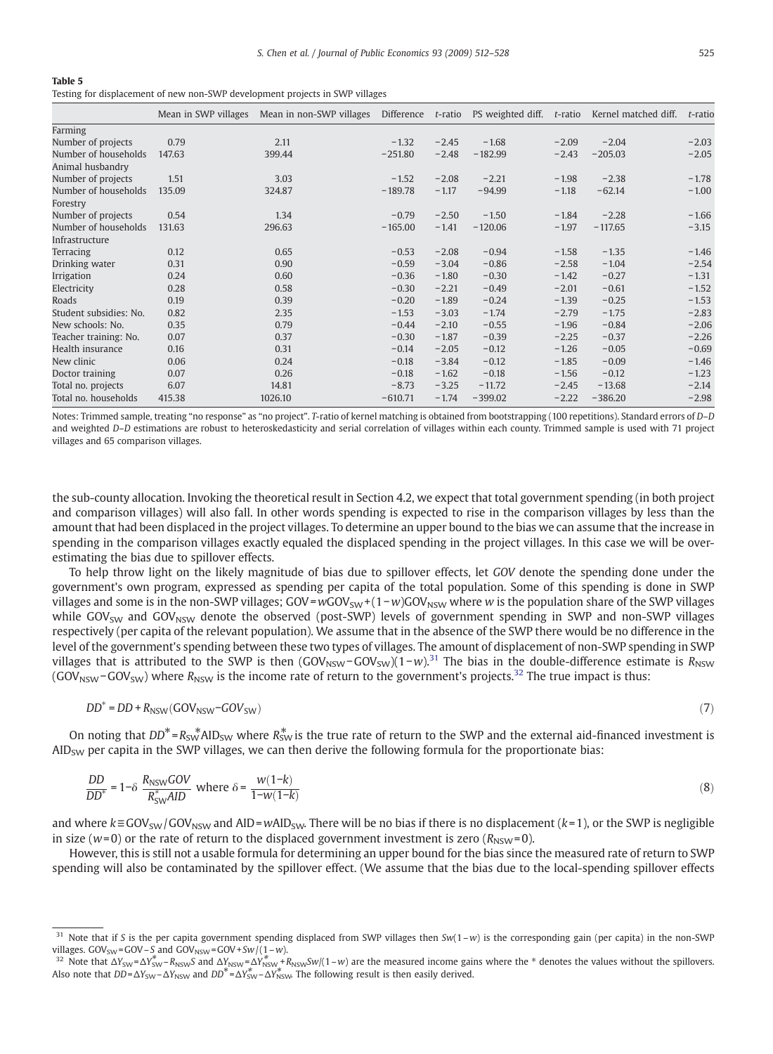**Table 5**
Testing for displacement of new non-SWP development projects in SWP villages

| | Mean in SWP villages | Mean in non-SWP villages | Difference | *t*-ratio | PS weighted diff. | *t*-ratio | Kernel matched diff. | *t*-ratio |
|---|---|---|---|---|---|---|---|---|
| Farming | | | | | | | | |
| Number of projects | 0.79 | 2.11 | −1.32 | −2.45 | −1.68 | −2.09 | −2.04 | −2.03 |
| Number of households | 147.63 | 399.44 | −251.80 | −2.48 | −182.99 | −2.43 | −205.03 | −2.05 |
| Animal husbandry | | | | | | | | |
| Number of projects | 1.51 | 3.03 | −1.52 | −2.08 | −2.21 | −1.98 | −2.38 | −1.78 |
| Number of households | 135.09 | 324.87 | −189.78 | −1.17 | −94.99 | −1.18 | −62.14 | −1.00 |
| Forestry | | | | | | | | |
| Number of projects | 0.54 | 1.34 | −0.79 | −2.50 | −1.50 | −1.84 | −2.28 | −1.66 |
| Number of households | 131.63 | 296.63 | −165.00 | −1.41 | −120.06 | −1.97 | −117.65 | −3.15 |
| Infrastructure | | | | | | | | |
| Terracing | 0.12 | 0.65 | −0.53 | −2.08 | −0.94 | −1.58 | −1.35 | −1.46 |
| Drinking water | 0.31 | 0.90 | −0.59 | −3.04 | −0.86 | −2.58 | −1.04 | −2.54 |
| Irrigation | 0.24 | 0.60 | −0.36 | −1.80 | −0.30 | −1.42 | −0.27 | −1.31 |
| Electricity | 0.28 | 0.58 | −0.30 | −2.21 | −0.49 | −2.01 | −0.61 | −1.52 |
| Roads | 0.19 | 0.39 | −0.20 | −1.89 | −0.24 | −1.39 | −0.25 | −1.53 |
| Student subsidies: No. | 0.82 | 2.35 | −1.53 | −3.03 | −1.74 | −2.79 | −1.75 | −2.83 |
| New schools: No. | 0.35 | 0.79 | −0.44 | −2.10 | −0.55 | −1.96 | −0.84 | −2.06 |
| Teacher training: No. | 0.07 | 0.37 | −0.30 | −1.87 | −0.39 | −2.25 | −0.37 | −2.26 |
| Health insurance | 0.16 | 0.31 | −0.14 | −2.05 | −0.12 | −1.26 | −0.05 | −0.69 |
| New clinic | 0.06 | 0.24 | −0.18 | −3.84 | −0.12 | −1.85 | −0.09 | −1.46 |
| Doctor training | 0.07 | 0.26 | −0.18 | −1.62 | −0.18 | −1.56 | −0.12 | −1.23 |
| Total no. projects | 6.07 | 14.81 | −8.73 | −3.25 | −11.72 | −2.45 | −13.68 | −2.14 |
| Total no. households | 415.38 | 1026.10 | −610.71 | −1.74 | −399.02 | −2.22 | −386.20 | −2.98 |

Notes: Trimmed sample, treating "no response" as "no project". *T*-ratio of kernel matching is obtained from bootstrapping (100 repetitions). Standard errors of *D–D* and weighted *D–D* estimations are robust to heteroskedasticity and serial correlation of villages within each county. Trimmed sample is used with 71 project villages and 65 comparison villages.

the sub-county allocation. Invoking the theoretical result in Section 4.2, we expect that total government spending (in both project and comparison villages) will also fall. In other words spending is expected to rise in the comparison villages by less than the amount that had been displaced in the project villages. To determine an upper bound to the bias we can assume that the increase in spending in the comparison villages exactly equaled the displaced spending in the project villages. In this case we will be over-estimating the bias due to spillover effects.

To help throw light on the likely magnitude of bias due to spillover effects, let *GOV* denote the spending done under the government's own program, expressed as spending per capita of the total population. Some of this spending is done in SWP villages and some is in the non-SWP villages; $GOV = wGOV_{SW} + (1-w)GOV_{NSW}$ where $w$ is the population share of the SWP villages while $GOV_{SW}$ and $GOV_{NSW}$ denote the observed (post-SWP) levels of government spending in SWP and non-SWP villages respectively (per capita of the relevant population). We assume that in the absence of the SWP there would be no difference in the level of the government's spending between these two types of villages. The amount of displacement of non-SWP spending in SWP villages that is attributed to the SWP is then $(GOV_{NSW} - GOV_{SW})(1-w)$.[31] The bias in the double-difference estimate is $R_{NSW}(GOV_{NSW} - GOV_{SW})$ where $R_{NSW}$ is the income rate of return to the government's projects.[32] The true impact is thus:

$$DD^* = DD + R_{NSW}(GOV_{NSW} - GOV_{SW}) \tag{7}$$

On noting that $DD^* = R^*_{SW} AID_{SW}$ where $R^*_{SW}$ is the true rate of return to the SWP and the external aid-financed investment is $AID_{SW}$ per capita in the SWP villages, we can then derive the following formula for the proportionate bias:

$$\frac{DD}{DD^*} = 1 - \delta \frac{R_{NSW} GOV}{R^*_{SW} AID} \text{ where } \delta = \frac{w(1-k)}{1-w(1-k)} \tag{8}$$

and where $k \equiv GOV_{SW}/GOV_{NSW}$ and $AID = wAID_{SW}$. There will be no bias if there is no displacement ($k=1$), or the SWP is negligible in size ($w=0$) or the rate of return to the displaced government investment is zero ($R_{NSW}=0$).

However, this is still not a usable formula for determining an upper bound for the bias since the measured rate of return to SWP spending will also be contaminated by the spillover effect. (We assume that the bias due to the local-spending spillover effects

[31] Note that if $S$ is the per capita government spending displaced from SWP villages then $Sw(1-w)$ is the corresponding gain (per capita) in the non-SWP villages. $GOV_{SW} = GOV - S$ and $GOV_{NSW} = GOV + Sw/(1-w)$.

[32] Note that $\Delta Y_{SW} = \Delta Y^*_{SW} - R_{NSW} S$ and $\Delta Y_{NSW} = \Delta Y^*_{NSW} + R_{NSW} Sw/(1-w)$ are the measured income gains where the * denotes the values without the spillovers. Also note that $DD = \Delta Y_{SW} - \Delta Y_{NSW}$ and $DD^* = \Delta Y^*_{SW} - \Delta Y^*_{NSW}$. The following result is then easily derived.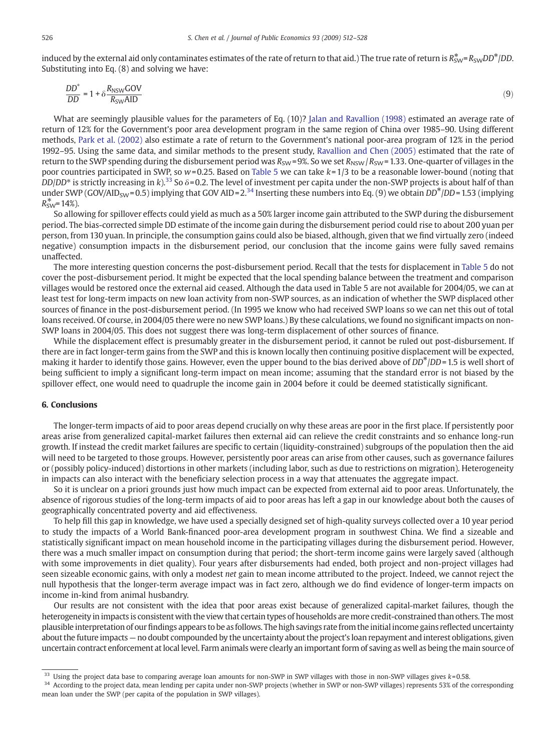induced by the external aid only contaminates estimates of the rate of return to that aid.) The true rate of return is $R^*_{SW}=R_{SW}DD^*/DD$. Substituting into Eq. (8) and solving we have:

$$\frac{DD^*}{DD}=1+\delta\frac{R_{NSW}\text{GOV}}{R_{SW}\text{AID}} \tag{9}$$

What are seemingly plausible values for the parameters of Eq. (10)? Jalan and Ravallion (1998) estimated an average rate of return of 12% for the Government's poor area development program in the same region of China over 1985–90. Using different methods, Park et al. (2002) also estimate a rate of return to the Government's national poor-area program of 12% in the period 1992–95. Using the same data, and similar methods to the present study, Ravallion and Chen (2005) estimated that the rate of return to the SWP spending during the disbursement period was $R_{SW}=9\%$. So we set $R_{NSW}/R_{SW}=1.33$. One-quarter of villages in the poor countries participated in SWP, so $w=0.25$. Based on Table 5 we can take $k=1/3$ to be a reasonable lower-bound (noting that $DD/DD^*$ is strictly increasing in $k$).[33] So $\delta=0.2$. The level of investment per capita under the non-SWP projects is about half of than under SWP ($\text{GOV}/\text{AID}_{SW}=0.5$) implying that GOV AID = 2.[34] Inserting these numbers into Eq. (9) we obtain $DD^*/DD=1.53$ (implying $R^*_{SW}=14\%$).

So allowing for spillover effects could yield as much as a 50% larger income gain attributed to the SWP during the disbursement period. The bias-corrected simple DD estimate of the income gain during the disbursement period could rise to about 200 yuan per person, from 130 yuan. In principle, the consumption gains could also be biased, although, given that we find virtually zero (indeed negative) consumption impacts in the disbursement period, our conclusion that the income gains were fully saved remains unaffected.

The more interesting question concerns the post-disbursement period. Recall that the tests for displacement in Table 5 do not cover the post-disbursement period. It might be expected that the local spending balance between the treatment and comparison villages would be restored once the external aid ceased. Although the data used in Table 5 are not available for 2004/05, we can at least test for long-term impacts on new loan activity from non-SWP sources, as an indication of whether the SWP displaced other sources of finance in the post-disbursement period. (In 1995 we know who had received SWP loans so we can net this out of total loans received. Of course, in 2004/05 there were no new SWP loans.) By these calculations, we found no significant impacts on non-SWP loans in 2004/05. This does not suggest there was long-term displacement of other sources of finance.

While the displacement effect is presumably greater in the disbursement period, it cannot be ruled out post-disbursement. If there are in fact longer-term gains from the SWP and this is known locally then continuing positive displacement will be expected, making it harder to identify those gains. However, even the upper bound to the bias derived above of $DD^*/DD=1.5$ is well short of being sufficient to imply a significant long-term impact on mean income; assuming that the standard error is not biased by the spillover effect, one would need to quadruple the income gain in 2004 before it could be deemed statistically significant.

## 6. Conclusions

The longer-term impacts of aid to poor areas depend crucially on why these areas are poor in the first place. If persistently poor areas arise from generalized capital-market failures then external aid can relieve the credit constraints and so enhance long-run growth. If instead the credit market failures are specific to certain (liquidity-constrained) subgroups of the population then the aid will need to be targeted to those groups. However, persistently poor areas can arise from other causes, such as governance failures or (possibly policy-induced) distortions in other markets (including labor, such as due to restrictions on migration). Heterogeneity in impacts can also interact with the beneficiary selection process in a way that attenuates the aggregate impact.

So it is unclear on a priori grounds just how much impact can be expected from external aid to poor areas. Unfortunately, the absence of rigorous studies of the long-term impacts of aid to poor areas has left a gap in our knowledge about both the causes of geographically concentrated poverty and aid effectiveness.

To help fill this gap in knowledge, we have used a specially designed set of high-quality surveys collected over a 10 year period to study the impacts of a World Bank-financed poor-area development program in southwest China. We find a sizeable and statistically significant impact on mean household income in the participating villages during the disbursement period. However, there was a much smaller impact on consumption during that period; the short-term income gains were largely saved (although with some improvements in diet quality). Four years after disbursements had ended, both project and non-project villages had seen sizeable economic gains, with only a modest *net* gain to mean income attributed to the project. Indeed, we cannot reject the null hypothesis that the longer-term average impact was in fact zero, although we do find evidence of longer-term impacts on income in-kind from animal husbandry.

Our results are not consistent with the idea that poor areas exist because of generalized capital-market failures, though the heterogeneity in impacts is consistent with the view that certain types of households are more credit-constrained than others. The most plausible interpretation of our findings appears to be as follows. The high savings rate from the initial income gains reflected uncertainty about the future impacts — no doubt compounded by the uncertainty about the project's loan repayment and interest obligations, given uncertain contract enforcement at local level. Farm animals were clearly an important form of saving as well as being the main source of

---

[33] Using the project data base to comparing average loan amounts for non-SWP in SWP villages with those in non-SWP villages gives $k=0.58$.

[34] According to the project data, mean lending per capita under non-SWP projects (whether in SWP or non-SWP villages) represents 53% of the corresponding mean loan under the SWP (per capita of the population in SWP villages).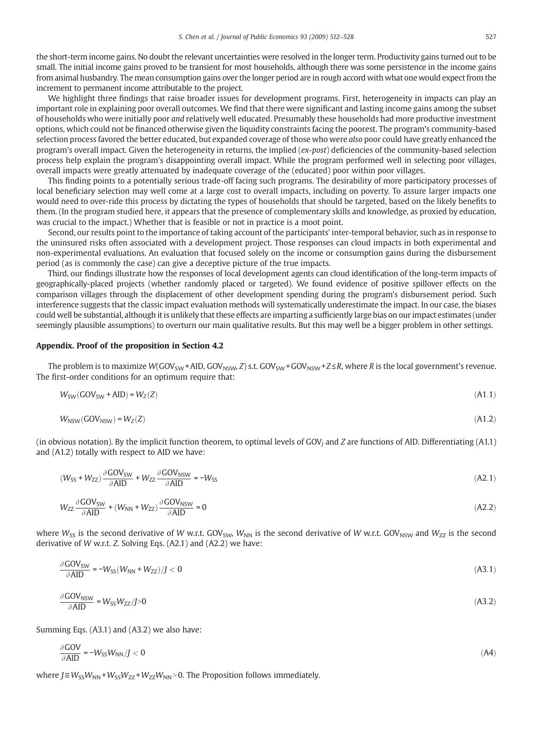the short-term income gains. No doubt the relevant uncertainties were resolved in the longer term. Productivity gains turned out to be small. The initial income gains proved to be transient for most households, although there was some persistence in the income gains from animal husbandry. The mean consumption gains over the longer period are in rough accord with what one would expect from the increment to permanent income attributable to the project.

We highlight three findings that raise broader issues for development programs. First, heterogeneity in impacts can play an important role in explaining poor overall outcomes. We find that there were significant and lasting income gains among the subset of households who were initially poor *and* relatively well educated. Presumably these households had more productive investment options, which could not be financed otherwise given the liquidity constraints facing the poorest. The program's community-based selection process favored the better educated, but expanded coverage of those who were *also* poor could have greatly enhanced the program's overall impact. Given the heterogeneity in returns, the implied (*ex-post*) deficiencies of the community-based selection process help explain the program's disappointing overall impact. While the program performed well in selecting poor villages, overall impacts were greatly attenuated by inadequate coverage of the (educated) poor within poor villages.

This finding points to a potentially serious trade-off facing such programs. The desirability of more participatory processes of local beneficiary selection may well come at a large cost to overall impacts, including on poverty. To assure larger impacts one would need to over-ride this process by dictating the types of households that should be targeted, based on the likely benefits to them. (In the program studied here, it appears that the presence of complementary skills and knowledge, as proxied by education, was crucial to the impact.) Whether that is feasible or not in practice is a moot point.

Second, our results point to the importance of taking account of the participants' inter-temporal behavior, such as in response to the uninsured risks often associated with a development project. Those responses can cloud impacts in both experimental and non-experimental evaluations. An evaluation that focused solely on the income or consumption gains during the disbursement period (as is commonly the case) can give a deceptive picture of the true impacts.

Third, our findings illustrate how the responses of local development agents can cloud identification of the long-term impacts of geographically-placed projects (whether randomly placed or targeted). We found evidence of positive spillover effects on the comparison villages through the displacement of other development spending during the program's disbursement period. Such interference suggests that the classic impact evaluation methods will systematically underestimate the impact. In our case, the biases could well be substantial, although it is unlikely that these effects are imparting a sufficiently large bias on our impact estimates (under seemingly plausible assumptions) to overturn our main qualitative results. But this may well be a bigger problem in other settings.

## Appendix. Proof of the proposition in Section 4.2

The problem is to maximize $W(\text{GOV}_{\text{SW}}+\text{AID}, \text{GOV}_{\text{NSW}}, Z)$ s.t. $\text{GOV}_{\text{SW}}+\text{GOV}_{\text{NSW}}+Z \le R$, where $R$ is the local government's revenue. The first-order conditions for an optimum require that:

$$W_{\text{SW}}(\text{GOV}_{\text{SW}}+\text{AID}) = W_Z(Z) \tag{A1.1}$$

$$W_{\text{NSW}}(\text{GOV}_{\text{NSW}}) = W_Z(Z) \tag{A1.2}$$

(in obvious notation). By the implicit function theorem, to optimal levels of $\text{GOV}_j$ and $Z$ are functions of AID. Differentiating (A1.1) and (A1.2) totally with respect to AID we have:

$$(W_{\text{SS}}+W_{\text{ZZ}})\frac{\partial \text{GOV}_{\text{SW}}}{\partial \text{AID}} + W_{\text{ZZ}}\frac{\partial \text{GOV}_{\text{NSW}}}{\partial \text{AID}} = -W_{\text{SS}} \tag{A2.1}$$

$$W_{\text{ZZ}}\frac{\partial \text{GOV}_{\text{SW}}}{\partial \text{AID}} + (W_{\text{NN}}+W_{\text{ZZ}})\frac{\partial \text{GOV}_{\text{NSW}}}{\partial \text{AID}} = 0 \tag{A2.2}$$

where $W_{\text{SS}}$ is the second derivative of $W$ w.r.t. $\text{GOV}_{\text{SW}}$, $W_{\text{NN}}$ is the second derivative of $W$ w.r.t. $\text{GOV}_{\text{NSW}}$ and $W_{\text{ZZ}}$ is the second derivative of $W$ w.r.t. $Z$. Solving Eqs. (A2.1) and (A2.2) we have:

$$\frac{\partial \text{GOV}_{\text{SW}}}{\partial \text{AID}} = -W_{\text{SS}}(W_{\text{NN}}+W_{\text{ZZ}})/J < 0 \tag{A3.1}$$

$$\frac{\partial \text{GOV}_{\text{NSW}}}{\partial \text{AID}} = W_{\text{SS}}W_{\text{ZZ}}/J > 0 \tag{A3.2}$$

Summing Eqs. (A3.1) and (A3.2) we also have:

$$\frac{\partial \text{GOV}}{\partial \text{AID}} = -W_{\text{SS}}W_{\text{NN}}/J < 0 \tag{A4}$$

where $J \equiv W_{\text{SS}}W_{\text{NN}}+W_{\text{SS}}W_{\text{ZZ}}+W_{\text{ZZ}}W_{\text{NN}} > 0$. The Proposition follows immediately.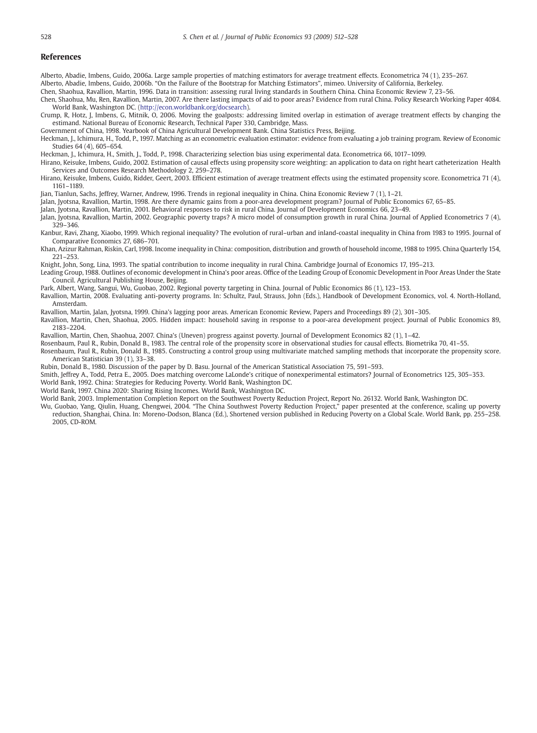## References

Alberto, Abadie, Imbens, Guido, 2006a. Large sample properties of matching estimators for average treatment effects. Econometrica 74 (1), 235–267.

Alberto, Abadie, Imbens, Guido, 2006b. "On the Failure of the Bootstrap for Matching Estimators", mimeo. University of California, Berkeley.

Chen, Shaohua, Ravallion, Martin, 1996. Data in transition: assessing rural living standards in Southern China. China Economic Review 7, 23–56.

Chen, Shaohua, Mu, Ren, Ravallion, Martin, 2007. Are there lasting impacts of aid to poor areas? Evidence from rural China. Policy Research Working Paper 4084. World Bank, Washington DC. (http://econ.worldbank.org/docsearch).

Crump, R, Hotz, J, Imbens, G, Mitnik, O, 2006. Moving the goalposts: addressing limited overlap in estimation of average treatment effects by changing the estimand. National Bureau of Economic Research, Technical Paper 330, Cambridge, Mass.

Government of China, 1998. Yearbook of China Agricultural Development Bank. China Statistics Press, Beijing.

Heckman, J., Ichimura, H., Todd, P., 1997. Matching as an econometric evaluation estimator: evidence from evaluating a job training program. Review of Economic Studies 64 (4), 605–654.

Heckman, J., Ichimura, H., Smith, J., Todd, P., 1998. Characterizing selection bias using experimental data. Econometrica 66, 1017–1099.

Hirano, Keisuke, Imbens, Guido, 2002. Estimation of causal effects using propensity score weighting: an application to data on right heart catheterization Health Services and Outcomes Research Methodology 2, 259–278.

Hirano, Keisuke, Imbens, Guido, Ridder, Geert, 2003. Efficient estimation of average treatment effects using the estimated propensity score. Econometrica 71 (4), 1161–1189.

Jian, Tianlun, Sachs, Jeffrey, Warner, Andrew, 1996. Trends in regional inequality in China. China Economic Review 7 (1), 1–21.

Jalan, Jyotsna, Ravallion, Martin, 1998. Are there dynamic gains from a poor-area development program? Journal of Public Economics 67, 65–85.

Jalan, Jyotsna, Ravallion, Martin, 2001. Behavioral responses to risk in rural China. Journal of Development Economics 66, 23–49.

Jalan, Jyotsna, Ravallion, Martin, 2002. Geographic poverty traps? A micro model of consumption growth in rural China. Journal of Applied Econometrics 7 (4), 329–346.

Kanbur, Ravi, Zhang, Xiaobo, 1999. Which regional inequality? The evolution of rural–urban and inland-coastal inequality in China from 1983 to 1995. Journal of Comparative Economics 27, 686–701.

Khan, Azizur Rahman, Riskin, Carl, 1998. Income inequality in China: composition, distribution and growth of household income, 1988 to 1995. China Quarterly 154, 221–253.

Knight, John, Song, Lina, 1993. The spatial contribution to income inequality in rural China. Cambridge Journal of Economics 17, 195–213.

Leading Group, 1988. Outlines of economic development in China's poor areas. Office of the Leading Group of Economic Development in Poor Areas Under the State Council. Agricultural Publishing House, Beijing.

Park, Albert, Wang, Sangui, Wu, Guobao, 2002. Regional poverty targeting in China. Journal of Public Economics 86 (1), 123–153.

Ravallion, Martin, 2008. Evaluating anti-poverty programs. In: Schultz, Paul, Strauss, John (Eds.), Handbook of Development Economics, vol. 4. North-Holland, Amsterdam.

Ravallion, Martin, Jalan, Jyotsna, 1999. China's lagging poor areas. American Economic Review, Papers and Proceedings 89 (2), 301–305.

Ravallion, Martin, Chen, Shaohua, 2005. Hidden impact: household saving in response to a poor-area development project. Journal of Public Economics 89, 2183–2204.

Ravallion, Martin, Chen, Shaohua, 2007. China's (Uneven) progress against poverty. Journal of Development Economics 82 (1), 1–42.

Rosenbaum, Paul R., Rubin, Donald B., 1983. The central role of the propensity score in observational studies for causal effects. Biometrika 70, 41–55.

Rosenbaum, Paul R., Rubin, Donald B., 1985. Constructing a control group using multivariate matched sampling methods that incorporate the propensity score. American Statistician 39 (1), 33–38.

Rubin, Donald B., 1980. Discussion of the paper by D. Basu. Journal of the American Statistical Association 75, 591–593.

Smith, Jeffrey A., Todd, Petra E., 2005. Does matching overcome LaLonde's critique of nonexperimental estimators? Journal of Econometrics 125, 305–353.

World Bank, 1992. China: Strategies for Reducing Poverty. World Bank, Washington DC.

World Bank, 1997. China 2020: Sharing Rising Incomes. World Bank, Washington DC.

World Bank, 2003. Implementation Completion Report on the Southwest Poverty Reduction Project, Report No. 26132. World Bank, Washington DC.

Wu, Guobao, Yang, Qiulin, Huang, Chengwei, 2004. "The China Southwest Poverty Reduction Project," paper presented at the conference, scaling up poverty reduction, Shanghai, China. In: Moreno-Dodson, Blanca (Ed.), Shortened version published in Reducing Poverty on a Global Scale. World Bank, pp. 255–258. 2005, CD-ROM.